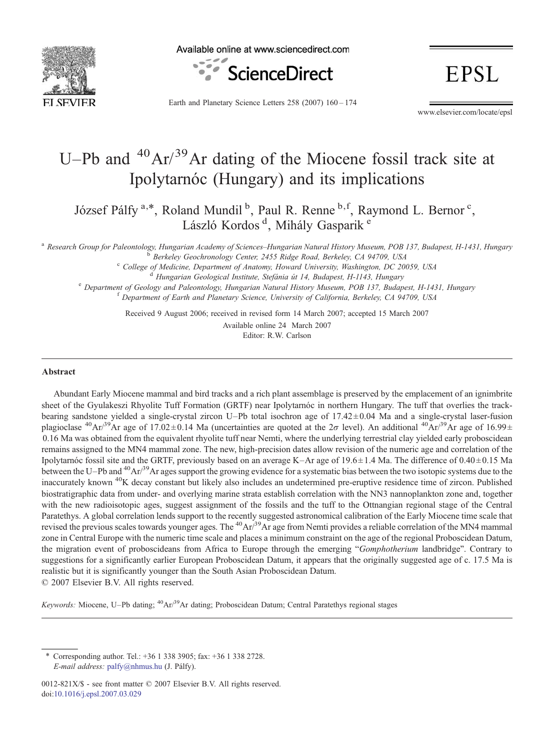# U–Pb and $^{40}Ar/^{39}Ar$ dating of the Miocene fossil track site at Ipolytarnóc (Hungary) and its implications

József Pálfy [a,*], Roland Mundil [b], Paul R. Renne [b,f], Raymond L. Bernor [c], László Kordos [d], Mihály Gasparik [e]

[a] Research Group for Paleontology, Hungarian Academy of Sciences–Hungarian Natural History Museum, POB 137, Budapest, H-1431, Hungary
[b] Berkeley Geochronology Center, 2455 Ridge Road, Berkeley, CA 94709, USA
[c] College of Medicine, Department of Anatomy, Howard University, Washington, DC 20059, USA
[d] Hungarian Geological Institute, Stefánia út 14, Budapest, H-1143, Hungary
[e] Department of Geology and Paleontology, Hungarian Natural History Museum, POB 137, Budapest, H-1431, Hungary
[f] Department of Earth and Planetary Science, University of California, Berkeley, CA 94709, USA

Received 9 August 2006; received in revised form 14 March 2007; accepted 15 March 2007
Available online 24 March 2007
Editor: R.W. Carlson

## Abstract

Abundant Early Miocene mammal and bird tracks and a rich plant assemblage is preserved by the emplacement of an ignimbrite sheet of the Gyulakeszi Rhyolite Tuff Formation (GRTF) near Ipolytarnóc in northern Hungary. The tuff that overlies the track-bearing sandstone yielded a single-crystal zircon U–Pb total isochron age of 17.42 ± 0.04 Ma and a single-crystal laser-fusion plagioclase $^{40}Ar/^{39}Ar$ age of 17.02 ± 0.14 Ma (uncertainties are quoted at the $2\sigma$ level). An additional $^{40}Ar/^{39}Ar$ age of 16.99 ± 0.16 Ma was obtained from the equivalent rhyolite tuff near Nemti, where the underlying terrestrial clay yielded early proboscidean remains assigned to the MN4 mammal zone. The new, high-precision dates allow revision of the numeric age and correlation of the Ipolytarnóc fossil site and the GRTF, previously based on an average K–Ar age of 19.6 ± 1.4 Ma. The difference of 0.40 ± 0.15 Ma between the U–Pb and $^{40}Ar/^{39}Ar$ ages support the growing evidence for a systematic bias between the two isotopic systems due to the inaccurately known $^{40}K$ decay constant but likely also includes an undetermined pre-eruptive residence time of zircon. Published biostratigraphic data from under- and overlying marine strata establish correlation with the NN3 nannoplankton zone and, together with the new radioisotopic ages, suggest assignment of the fossils and the tuff to the Ottnangian regional stage of the Central Paratethys. A global correlation lends support to the recently suggested astronomical calibration of the Early Miocene time scale that revised the previous scales towards younger ages. The $^{40}Ar/^{39}Ar$ age from Nemti provides a reliable correlation of the MN4 mammal zone in Central Europe with the numeric time scale and places a minimum constraint on the age of the regional Proboscidean Datum, the migration event of proboscideans from Africa to Europe through the emerging "*Gomphotherium* landbridge". Contrary to suggestions for a significantly earlier European Proboscidean Datum, it appears that the originally suggested age of c. 17.5 Ma is realistic but it is significantly younger than the South Asian Proboscidean Datum.

© 2007 Elsevier B.V. All rights reserved.

*Keywords:* Miocene, U–Pb dating; $^{40}Ar/^{39}Ar$ dating; Proboscidean Datum; Central Paratethys regional stages

---

\* Corresponding author. Tel.: +36 1 338 3905; fax: +36 1 338 2728.
*E-mail address:* palfy@nhmus.hu (J. Pálfy).

0012-821X/$ - see front matter © 2007 Elsevier B.V. All rights reserved.
doi:10.1016/j.epsl.2007.03.029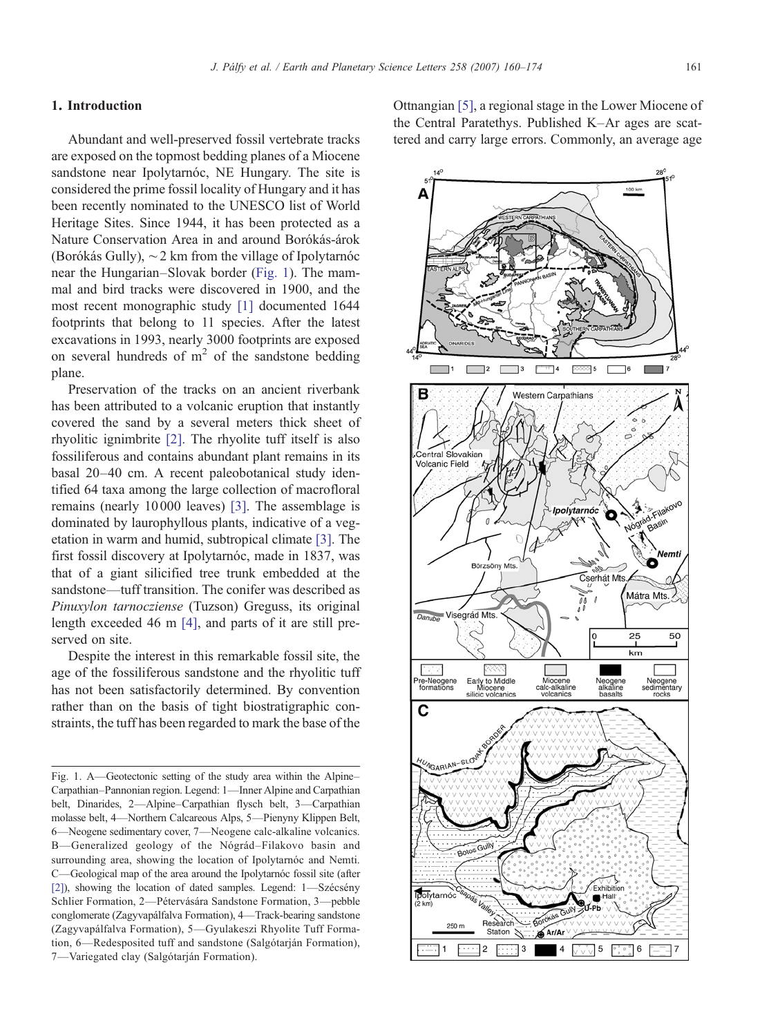## 1. Introduction

Abundant and well-preserved fossil vertebrate tracks are exposed on the topmost bedding planes of a Miocene sandstone near Ipolytarnóc, NE Hungary. The site is considered the prime fossil locality of Hungary and it has been recently nominated to the UNESCO list of World Heritage Sites. Since 1944, it has been protected as a Nature Conservation Area in and around Borókás-árok (Borókás Gully), ~2 km from the village of Ipolytarnóc near the Hungarian–Slovak border (Fig. 1). The mammal and bird tracks were discovered in 1900, and the most recent monographic study [1] documented 1644 footprints that belong to 11 species. After the latest excavations in 1993, nearly 3000 footprints are exposed on several hundreds of m$^2$ of the sandstone bedding plane.

Preservation of the tracks on an ancient riverbank has been attributed to a volcanic eruption that instantly covered the sand by a several meters thick sheet of rhyolitic ignimbrite [2]. The rhyolite tuff itself is also fossiliferous and contains abundant plant remains in its basal 20–40 cm. A recent paleobotanical study identified 64 taxa among the large collection of macrofloral remains (nearly 10 000 leaves) [3]. The assemblage is dominated by laurophyllous plants, indicative of a vegetation in warm and humid, subtropical climate [3]. The first fossil discovery at Ipolytarnóc, made in 1837, was that of a giant silicified tree trunk embedded at the sandstone—tuff transition. The conifer was described as *Pinuxylon tarnocziense* (Tuzson) Greguss, its original length exceeded 46 m [4], and parts of it are still preserved on site.

Despite the interest in this remarkable fossil site, the age of the fossiliferous sandstone and the rhyolitic tuff has not been satisfactorily determined. By convention rather than on the basis of tight biostratigraphic constraints, the tuff has been regarded to mark the base of the Ottnangian [5], a regional stage in the Lower Miocene of the Central Paratethys. Published K–Ar ages are scattered and carry large errors. Commonly, an average age

Fig. 1. A—Geotectonic setting of the study area within the Alpine–Carpathian–Pannonian region. Legend: 1—Inner Alpine and Carpathian belt, Dinarides, 2—Alpine–Carpathian flysch belt, 3—Carpathian molasse belt, 4—Northern Calcareous Alps, 5—Pienyny Klippen Belt, 6—Neogene sedimentary cover, 7—Neogene calc-alkaline volcanics. B—Generalized geology of the Nógrád–Filakovo basin and surrounding area, showing the location of Ipolytarnóc and Nemti. C—Geological map of the area around the Ipolytarnóc fossil site (after [2]), showing the location of dated samples. Legend: 1—Szécsény Schlier Formation, 2—Pétervására Sandstone Formation, 3—pebble conglomerate (Zagyvapálfalva Formation), 4—Track-bearing sandstone (Zagyvapálfalva Formation), 5—Gyulakeszi Rhyolite Tuff Formation, 6—Redesposited tuff and sandstone (Salgótarján Formation), 7—Variegated clay (Salgótarján Formation).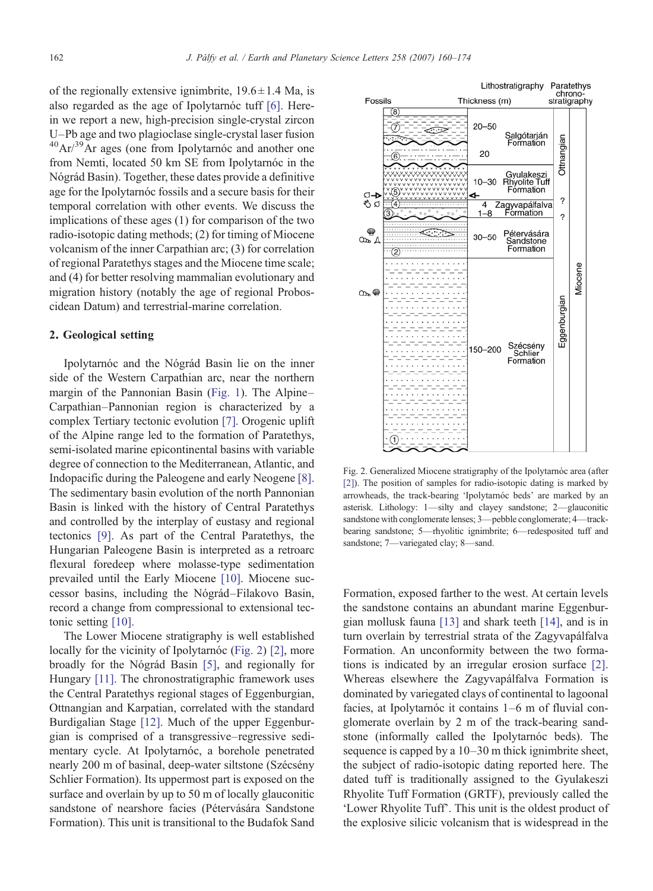of the regionally extensive ignimbrite, 19.6 ± 1.4 Ma, is also regarded as the age of Ipolytarnóc tuff [6]. Herein we report a new, high-precision single-crystal zircon U–Pb age and two plagioclase single-crystal laser fusion $^{40}Ar/^{39}Ar$ ages (one from Ipolytarnóc and another one from Nemti, located 50 km SE from Ipolytarnóc in the Nógrád Basin). Together, these dates provide a definitive age for the Ipolytarnóc fossils and a secure basis for their temporal correlation with other events. We discuss the implications of these ages (1) for comparison of the two radio-isotopic dating methods; (2) for timing of Miocene volcanism of the inner Carpathian arc; (3) for correlation of regional Paratethys stages and the Miocene time scale; and (4) for better resolving mammalian evolutionary and migration history (notably the age of regional Proboscidean Datum) and terrestrial-marine correlation.

## 2. Geological setting

Ipolytarnóc and the Nógrád Basin lie on the inner side of the Western Carpathian arc, near the northern margin of the Pannonian Basin (Fig. 1). The Alpine–Carpathian–Pannonian region is characterized by a complex Tertiary tectonic evolution [7]. Orogenic uplift of the Alpine range led to the formation of Paratethys, semi-isolated marine epicontinental basins with variable degree of connection to the Mediterranean, Atlantic, and Indopacific during the Paleogene and early Neogene [8]. The sedimentary basin evolution of the north Pannonian Basin is linked with the history of Central Paratethys and controlled by the interplay of eustasy and regional tectonics [9]. As part of the Central Paratethys, the Hungarian Paleogene Basin is interpreted as a retroarc flexural foredeep where molasse-type sedimentation prevailed until the Early Miocene [10]. Miocene successor basins, including the Nógrád–Filakovo Basin, record a change from compressional to extensional tectonic setting [10].

The Lower Miocene stratigraphy is well established locally for the vicinity of Ipolytarnóc (Fig. 2) [2], more broadly for the Nógrád Basin [5], and regionally for Hungary [11]. The chronostratigraphic framework uses the Central Paratethys regional stages of Eggenburgian, Ottnangian and Karpatian, correlated with the standard Burdigalian Stage [12]. Much of the upper Eggenburgian is comprised of a transgressive–regressive sedimentary cycle. At Ipolytarnóc, a borehole penetrated nearly 200 m of basinal, deep-water siltstone (Szécsény Schlier Formation). Its uppermost part is exposed on the surface and overlain by up to 50 m of locally glauconitic sandstone of nearshore facies (Pétervására Sandstone Formation). This unit is transitional to the Budafok Sand Formation, exposed farther to the west. At certain levels the sandstone contains an abundant marine Eggenburgian mollusk fauna [13] and shark teeth [14], and is in turn overlain by terrestrial strata of the Zagyvapálfalva Formation. An unconformity between the two formations is indicated by an irregular erosion surface [2]. Whereas elsewhere the Zagyvapálfalva Formation is dominated by variegated clays of continental to lagoonal facies, at Ipolytarnóc it contains 1–6 m of fluvial conglomerate overlain by 2 m of the track-bearing sandstone (informally called the Ipolytarnóc beds). The sequence is capped by a 10–30 m thick ignimbrite sheet, the subject of radio-isotopic dating reported here. The dated tuff is traditionally assigned to the Gyulakeszi Rhyolite Tuff Formation (GRTF), previously called the 'Lower Rhyolite Tuff'. This unit is the oldest product of the explosive silicic volcanism that is widespread in the

Fig. 2. Generalized Miocene stratigraphy of the Ipolytarnóc area (after [2]). The position of samples for radio-isotopic dating is marked by arrowheads, the track-bearing 'Ipolytarnóc beds' are marked by an asterisk. Lithology: 1—silty and clayey sandstone; 2—glauconitic sandstone with conglomerate lenses; 3—pebble conglomerate; 4—track-bearing sandstone; 5—rhyolitic ignimbrite; 6—redeposited tuff and sandstone; 7—variegated clay; 8—sand.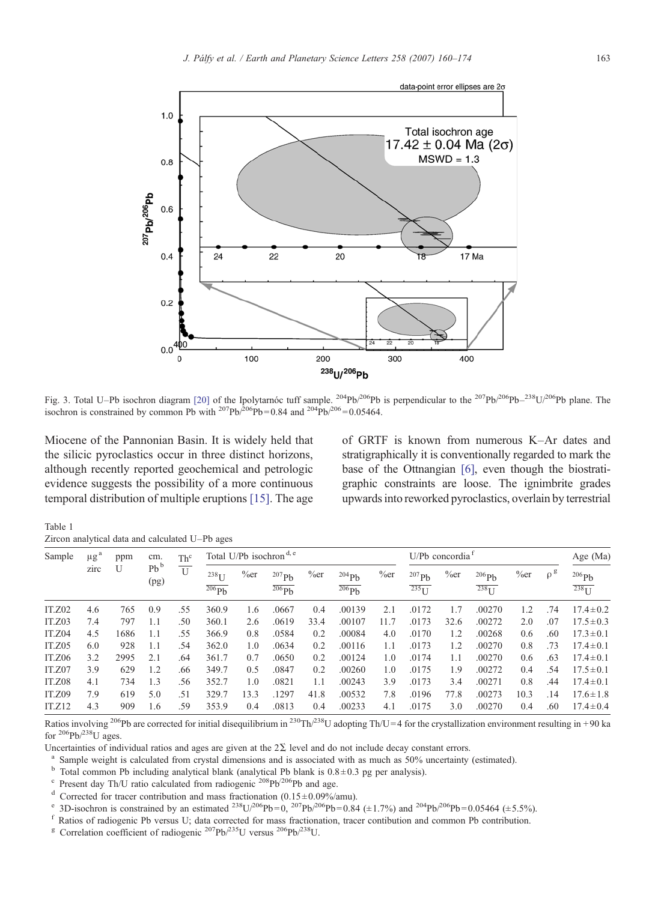Fig. 3. Total U–Pb isochron diagram [20] of the Ipolytarnóc tuff sample. $^{204}Pb/^{206}Pb$ is perpendicular to the $^{207}Pb/^{206}Pb$–$^{238}U/^{206}Pb$ plane. The isochron is constrained by common Pb with $^{207}Pb/^{206}Pb = 0.84$ and $^{204}Pb/^{206} = 0.05464$.

Miocene of the Pannonian Basin. It is widely held that the silicic pyroclastics occur in three distinct horizons, although recently reported geochemical and petrologic evidence suggests the possibility of a more continuous temporal distribution of multiple eruptions [15]. The age of GRTF is known from numerous K–Ar dates and stratigraphically it is conventionally regarded to mark the base of the Ottnangian [6], even though the biostratigraphic constraints are loose. The ignimbrite grades upwards into reworked pyroclastics, overlain by terrestrial

Table 1
Zircon analytical data and calculated U–Pb ages

| Sample | μg [a] zirc | ppm U | cm. Pb [b] (pg) | Th [c]/U | Total U/Pb isochron [d, e] | | | | | | U/Pb concordia [f] | | | | | Age (Ma) |
|---|---|---|---|---|---|---|---|---|---|---|---|---|---|---|---|---|
| | | | | | $^{238}U/^{206}Pb$ | %er | $^{207}Pb/^{206}Pb$ | %er | $^{204}Pb/^{206}Pb$ | %er | $^{207}Pb/^{235}U$ | %er | $^{206}Pb/^{238}U$ | %er | ρ [g] | $^{206}Pb/^{238}U$ |
| IT.Z02 | 4.6 | 765 | 0.9 | .55 | 360.9 | 1.6 | .0667 | 0.4 | .00139 | 2.1 | .0172 | 1.7 | .00270 | 1.2 | .74 | 17.4±0.2 |
| IT.Z03 | 7.4 | 797 | 1.1 | .50 | 360.1 | 2.6 | .0619 | 33.4 | .00107 | 11.7 | .0173 | 32.6 | .00272 | 2.0 | .07 | 17.5±0.3 |
| IT.Z04 | 4.5 | 1686 | 1.1 | .55 | 366.9 | 0.8 | .0584 | 0.2 | .00084 | 4.0 | .0170 | 1.2 | .00268 | 0.6 | .60 | 17.3±0.1 |
| IT.Z05 | 6.0 | 928 | 1.1 | .54 | 362.0 | 1.0 | .0634 | 0.2 | .00116 | 1.1 | .0173 | 1.2 | .00270 | 0.8 | .73 | 17.4±0.1 |
| IT.Z06 | 3.2 | 2995 | 2.1 | .64 | 361.7 | 0.7 | .0650 | 0.2 | .00124 | 1.0 | .0174 | 1.1 | .00270 | 0.6 | .63 | 17.4±0.1 |
| IT.Z07 | 3.9 | 629 | 1.2 | .66 | 349.7 | 0.5 | .0847 | 0.2 | .00260 | 1.0 | .0175 | 1.9 | .00272 | 0.4 | .54 | 17.5±0.1 |
| IT.Z08 | 4.1 | 734 | 1.3 | .56 | 352.7 | 1.0 | .0821 | 1.1 | .00243 | 3.9 | .0173 | 3.4 | .00271 | 0.8 | .44 | 17.4±0.1 |
| IT.Z09 | 7.9 | 619 | 5.0 | .51 | 329.7 | 13.3 | .1297 | 41.8 | .00532 | 7.8 | .0196 | 77.8 | .00273 | 10.3 | .14 | 17.6±1.8 |
| IT.Z12 | 4.3 | 909 | 1.6 | .59 | 353.9 | 0.4 | .0813 | 0.4 | .00233 | 4.1 | .0175 | 3.0 | .00270 | 0.4 | .60 | 17.4±0.4 |

Ratios involving $^{206}Pb$ are corrected for initial disequilibrium in $^{230}Th/^{238}U$ adopting Th/U = 4 for the crystallization environment resulting in +90 ka for $^{206}Pb/^{238}U$ ages.

Uncertainties of individual ratios and ages are given at the 2Σ level and do not include decay constant errors.

[a] Sample weight is calculated from crystal dimensions and is associated with as much as 50% uncertainty (estimated).

[b] Total common Pb including analytical blank (analytical Pb blank is 0.8±0.3 pg per analysis).

[c] Present day Th/U ratio calculated from radiogenic $^{208}Pb/^{206}Pb$ and age.

[d] Corrected for tracer contribution and mass fractionation (0.15±0.09%/amu).

[e] 3D-isochron is constrained by an estimated $^{238}U/^{206}Pb = 0$, $^{207}Pb/^{206}Pb = 0.84$ (±1.7%) and $^{204}Pb/^{206}Pb = 0.05464$ (±5.5%).

[f] Ratios of radiogenic Pb versus U; data corrected for mass fractionation, tracer contibution and common Pb contribution.

[g] Correlation coefficient of radiogenic $^{207}Pb/^{235}U$ versus $^{206}Pb/^{238}U$.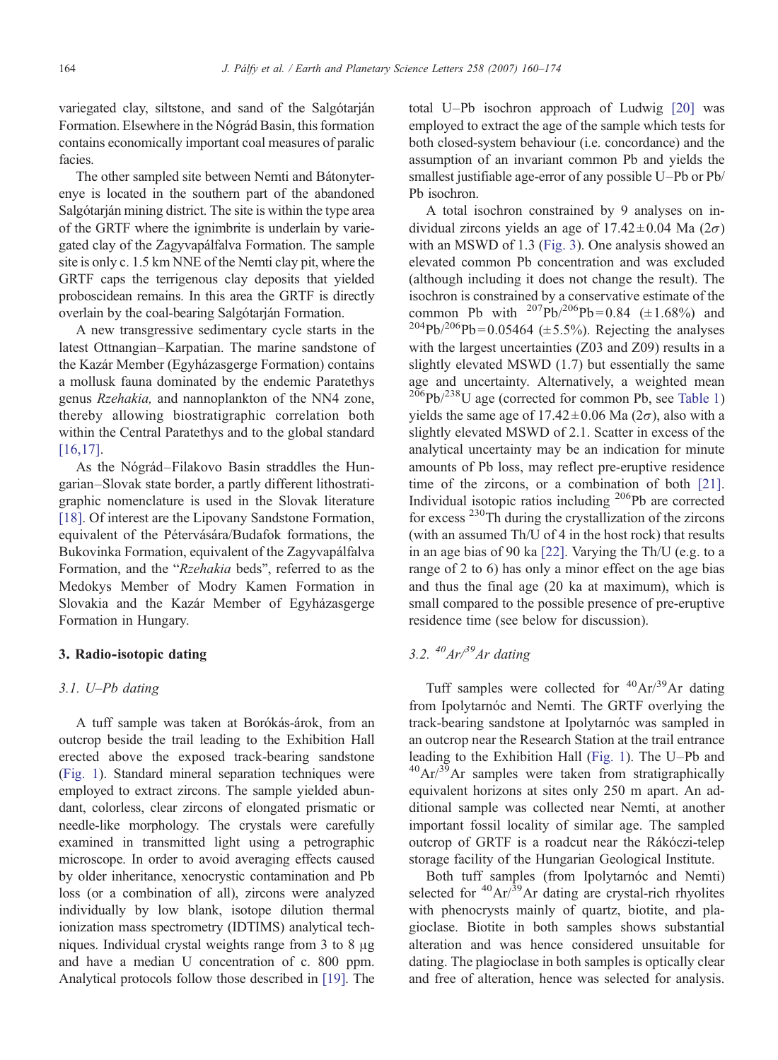variegated clay, siltstone, and sand of the Salgótarján Formation. Elsewhere in the Nógrád Basin, this formation contains economically important coal measures of paralic facies.

The other sampled site between Nemti and Bátonyterenye is located in the southern part of the abandoned Salgótarján mining district. The site is within the type area of the GRTF where the ignimbrite is underlain by variegated clay of the Zagyvapálfalva Formation. The sample site is only c. 1.5 km NNE of the Nemti clay pit, where the GRTF caps the terrigenous clay deposits that yielded proboscidean remains. In this area the GRTF is directly overlain by the coal-bearing Salgótarján Formation.

A new transgressive sedimentary cycle starts in the latest Ottnangian–Karpatian. The marine sandstone of the Kazár Member (Egyházasgerge Formation) contains a mollusk fauna dominated by the endemic Paratethys genus *Rzehakia,* and nannoplankton of the NN4 zone, thereby allowing biostratigraphic correlation both within the Central Paratethys and to the global standard [16,17].

As the Nógrád–Filakovo Basin straddles the Hungarian–Slovak state border, a partly different lithostratigraphic nomenclature is used in the Slovak literature [18]. Of interest are the Lipovany Sandstone Formation, equivalent of the Pétervására/Budafok formations, the Bukovinka Formation, equivalent of the Zagyvapálfalva Formation, and the "*Rzehakia* beds", referred to as the Medokys Member of Modry Kamen Formation in Slovakia and the Kazár Member of Egyházasgerge Formation in Hungary.

## 3. Radio-isotopic dating

### 3.1. U–Pb dating

A tuff sample was taken at Borókás-árok, from an outcrop beside the trail leading to the Exhibition Hall erected above the exposed track-bearing sandstone (Fig. 1). Standard mineral separation techniques were employed to extract zircons. The sample yielded abundant, colorless, clear zircons of elongated prismatic or needle-like morphology. The crystals were carefully examined in transmitted light using a petrographic microscope. In order to avoid averaging effects caused by older inheritance, xenocrystic contamination and Pb loss (or a combination of all), zircons were analyzed individually by low blank, isotope dilution thermal ionization mass spectrometry (IDTIMS) analytical techniques. Individual crystal weights range from 3 to 8 μg and have a median U concentration of c. 800 ppm. Analytical protocols follow those described in [19]. The total U–Pb isochron approach of Ludwig [20] was employed to extract the age of the sample which tests for both closed-system behaviour (i.e. concordance) and the assumption of an invariant common Pb and yields the smallest justifiable age-error of any possible U–Pb or Pb/Pb isochron.

A total isochron constrained by 9 analyses on individual zircons yields an age of $17.42 \pm 0.04$ Ma ($2\sigma$) with an MSWD of 1.3 (Fig. 3). One analysis showed an elevated common Pb concentration and was excluded (although including it does not change the result). The isochron is constrained by a conservative estimate of the common Pb with $^{207}Pb/^{206}Pb = 0.84$ ($\pm 1.68\%$) and $^{204}Pb/^{206}Pb = 0.05464$ ($\pm 5.5\%$). Rejecting the analyses with the largest uncertainties (Z03 and Z09) results in a slightly elevated MSWD (1.7) but essentially the same age and uncertainty. Alternatively, a weighted mean $^{206}Pb/^{238}U$ age (corrected for common Pb, see Table 1) yields the same age of $17.42 \pm 0.06$ Ma ($2\sigma$), also with a slightly elevated MSWD of 2.1. Scatter in excess of the analytical uncertainty may be an indication for minute amounts of Pb loss, may reflect pre-eruptive residence time of the zircons, or a combination of both [21]. Individual isotopic ratios including $^{206}Pb$ are corrected for excess $^{230}Th$ during the crystallization of the zircons (with an assumed Th/U of 4 in the host rock) that results in an age bias of 90 ka [22]. Varying the Th/U (e.g. to a range of 2 to 6) has only a minor effect on the age bias and thus the final age (20 ka at maximum), which is small compared to the possible presence of pre-eruptive residence time (see below for discussion).

### 3.2. $^{40}Ar/^{39}Ar$ dating

Tuff samples were collected for $^{40}Ar/^{39}Ar$ dating from Ipolytarnóc and Nemti. The GRTF overlying the track-bearing sandstone at Ipolytarnóc was sampled in an outcrop near the Research Station at the trail entrance leading to the Exhibition Hall (Fig. 1). The U–Pb and $^{40}Ar/^{39}Ar$ samples were taken from stratigraphically equivalent horizons at sites only 250 m apart. An additional sample was collected near Nemti, at another important fossil locality of similar age. The sampled outcrop of GRTF is a roadcut near the Rákóczi-telep storage facility of the Hungarian Geological Institute.

Both tuff samples (from Ipolytarnóc and Nemti) selected for $^{40}Ar/^{39}Ar$ dating are crystal-rich rhyolites with phenocrysts mainly of quartz, biotite, and plagioclase. Biotite in both samples shows substantial alteration and was hence considered unsuitable for dating. The plagioclase in both samples is optically clear and free of alteration, hence was selected for analysis.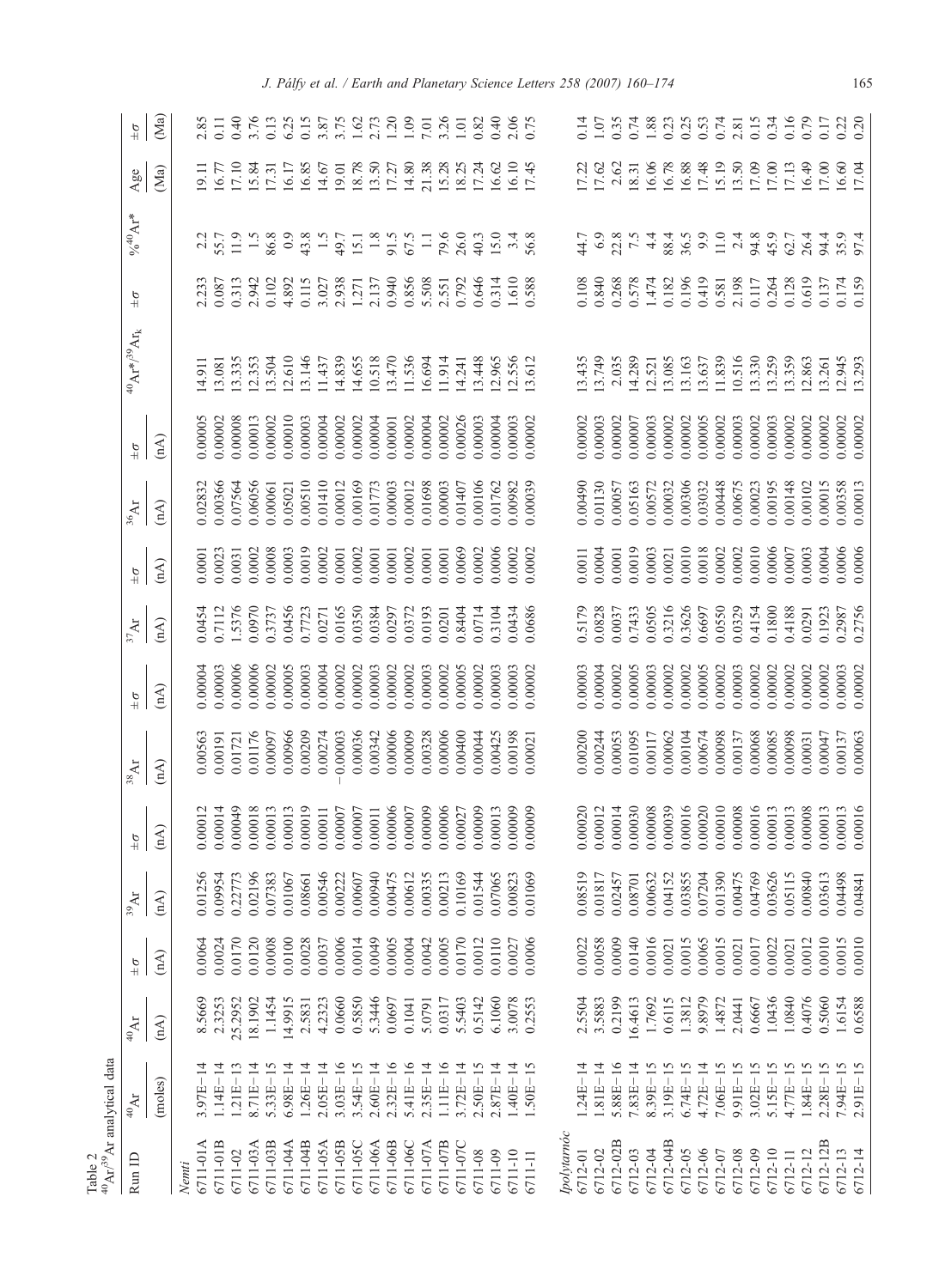Table 2
$^{40}Ar/^{39}Ar$ analytical data

| Run ID | $^{40}Ar$ | $^{40}Ar$ | ±σ | $^{39}Ar$ | ±σ | $^{38}Ar$ | ±σ | $^{37}Ar$ | ±σ | $^{36}Ar$ | ±σ | $^{40}Ar^*/^{39}Ar_K$ | ±σ | %$^{40}Ar^*$ | Age | ±σ |
|---|---|---|---|---|---|---|---|---|---|---|---|---|---|---|---|---|
| | (moles) | (nA) | (nA) | (nA) | (nA) | (nA) | (nA) | (nA) | (nA) | (nA) | (nA) | | | | (Ma) | (Ma) |
| *Nemti* | | | | | | | | | | | | | | | | |
| 6711-01A | 3.97E−14 | 8.5669 | 0.0064 | 0.01256 | 0.00012 | 0.00563 | 0.00004 | 0.0454 | 0.0001 | 0.02832 | 0.00005 | 14.911 | 2.233 | 2.2 | 19.11 | 2.85 |
| 6711-01B | 1.14E−14 | 2.3253 | 0.0024 | 0.09954 | 0.00014 | 0.00191 | 0.00003 | 0.7112 | 0.0023 | 0.00366 | 0.00002 | 13.081 | 0.087 | 55.7 | 16.77 | 0.11 |
| 6711-02 | 1.21E−13 | 25.2952 | 0.0170 | 0.22773 | 0.00049 | 0.01721 | 0.00006 | 1.5376 | 0.0031 | 0.07564 | 0.00008 | 13.335 | 0.313 | 11.9 | 17.10 | 0.40 |
| 6711-03A | 8.71E−14 | 18.1902 | 0.0120 | 0.02196 | 0.00018 | 0.01176 | 0.00006 | 0.0970 | 0.0002 | 0.06056 | 0.00013 | 12.353 | 2.942 | 1.5 | 15.84 | 3.76 |
| 6711-03B | 5.33E−15 | 1.1454 | 0.0008 | 0.07383 | 0.00013 | 0.00097 | 0.00002 | 0.3737 | 0.0008 | 0.00061 | 0.00002 | 13.504 | 0.102 | 86.8 | 17.31 | 0.13 |
| 6711-04A | 6.98E−14 | 14.9915 | 0.0100 | 0.01067 | 0.00013 | 0.00966 | 0.00005 | 0.0456 | 0.0003 | 0.05021 | 0.00010 | 12.610 | 4.892 | 0.9 | 16.17 | 6.25 |
| 6711-04B | 1.26E−14 | 2.5831 | 0.0028 | 0.08661 | 0.00019 | 0.00209 | 0.00003 | 0.7723 | 0.0019 | 0.00510 | 0.00003 | 13.146 | 0.115 | 43.8 | 16.85 | 0.15 |
| 6711-05A | 2.05E−14 | 4.2323 | 0.0037 | 0.00546 | 0.00011 | 0.00274 | 0.00004 | 0.0271 | 0.0002 | 0.01410 | 0.00004 | 11.437 | 3.027 | 1.5 | 14.67 | 3.87 |
| 6711-05B | 3.03E−16 | 0.0660 | 0.0006 | 0.00222 | 0.00007 | −0.00003 | 0.00002 | 0.0165 | 0.0001 | 0.00012 | 0.00002 | 14.839 | 2.938 | 49.7 | 19.01 | 3.75 |
| 6711-05C | 3.54E−15 | 0.5850 | 0.0014 | 0.00607 | 0.00007 | 0.00036 | 0.00002 | 0.0350 | 0.0002 | 0.00169 | 0.00002 | 14.655 | 1.271 | 15.1 | 18.78 | 1.62 |
| 6711-06A | 2.60E−14 | 5.3446 | 0.0049 | 0.00940 | 0.00011 | 0.00342 | 0.00003 | 0.0384 | 0.0001 | 0.01773 | 0.00004 | 10.518 | 2.137 | 1.8 | 13.50 | 2.73 |
| 6711-06B | 2.32E−16 | 0.0697 | 0.0005 | 0.00475 | 0.00006 | 0.00006 | 0.00002 | 0.0297 | 0.0001 | 0.00003 | 0.00001 | 13.470 | 0.940 | 91.5 | 17.27 | 1.20 |
| 6711-06C | 5.41E−16 | 0.1041 | 0.0004 | 0.00612 | 0.00007 | 0.00009 | 0.00002 | 0.0372 | 0.0002 | 0.00012 | 0.00002 | 11.536 | 0.856 | 67.5 | 14.80 | 1.09 |
| 6711-07A | 2.35E−14 | 5.0791 | 0.0042 | 0.00335 | 0.00009 | 0.00328 | 0.00003 | 0.0193 | 0.0001 | 0.01698 | 0.00004 | 16.694 | 5.508 | 1.1 | 21.38 | 7.01 |
| 6711-07B | 1.11E−16 | 0.0317 | 0.0005 | 0.00213 | 0.00006 | 0.00006 | 0.00002 | 0.0201 | 0.0001 | 0.00003 | 0.00002 | 11.914 | 2.551 | 79.6 | 15.28 | 3.26 |
| 6711-07C | 3.72E−14 | 5.5403 | 0.0170 | 0.10169 | 0.00027 | 0.00400 | 0.00005 | 0.8404 | 0.0069 | 0.01407 | 0.00026 | 14.241 | 0.792 | 26.0 | 18.25 | 1.01 |
| 6711-08 | 2.50E−15 | 0.5142 | 0.0012 | 0.01544 | 0.00009 | 0.00044 | 0.00002 | 0.0714 | 0.0002 | 0.00106 | 0.00003 | 13.448 | 0.646 | 40.3 | 17.24 | 0.82 |
| 6711-09 | 2.87E−14 | 6.1060 | 0.0110 | 0.07065 | 0.00013 | 0.00425 | 0.00003 | 0.3104 | 0.0006 | 0.01762 | 0.00004 | 12.965 | 0.314 | 15.0 | 16.62 | 0.40 |
| 6711-10 | 1.40E−14 | 3.0078 | 0.0027 | 0.00823 | 0.00009 | 0.00198 | 0.00003 | 0.0434 | 0.0002 | 0.00982 | 0.00003 | 12.556 | 1.610 | 3.4 | 16.10 | 2.06 |
| 6711-11 | 1.50E−15 | 0.2553 | 0.0006 | 0.01069 | 0.00009 | 0.00021 | 0.00002 | 0.0686 | 0.0002 | 0.00039 | 0.00002 | 13.612 | 0.588 | 56.8 | 17.45 | 0.75 |
| *Ipolytarnóc* | | | | | | | | | | | | | | | | |
| 6712-01 | 1.24E−14 | 2.5504 | 0.0022 | 0.08519 | 0.00020 | 0.00200 | 0.00003 | 0.5179 | 0.0011 | 0.00490 | 0.00002 | 13.435 | 0.108 | 44.7 | 17.22 | 0.14 |
| 6712-02 | 1.81E−14 | 3.5883 | 0.0058 | 0.01817 | 0.00012 | 0.00244 | 0.00004 | 0.0828 | 0.0004 | 0.01130 | 0.00003 | 13.749 | 0.840 | 6.9 | 17.62 | 1.07 |
| 6712-02B | 5.88E−16 | 0.2199 | 0.0009 | 0.02457 | 0.00014 | 0.00053 | 0.00002 | 0.0037 | 0.0001 | 0.00057 | 0.00002 | 2.035 | 0.268 | 22.8 | 2.62 | 0.35 |
| 6712-03 | 7.83E−14 | 16.4613 | 0.0140 | 0.08701 | 0.00030 | 0.01095 | 0.00005 | 0.7433 | 0.0019 | 0.05163 | 0.00007 | 14.289 | 0.578 | 7.5 | 18.31 | 0.74 |
| 6712-04 | 8.39E−15 | 1.7692 | 0.0016 | 0.00632 | 0.00008 | 0.00117 | 0.00003 | 0.0505 | 0.0003 | 0.00572 | 0.00003 | 12.521 | 1.474 | 4.4 | 16.06 | 1.88 |
| 6712-04B | 3.19E−15 | 0.6115 | 0.0021 | 0.04152 | 0.00039 | 0.00062 | 0.00002 | 0.3216 | 0.0021 | 0.00032 | 0.00002 | 13.085 | 0.182 | 88.4 | 16.78 | 0.23 |
| 6712-05 | 6.74E−15 | 1.3812 | 0.0015 | 0.03855 | 0.00016 | 0.00104 | 0.00002 | 0.3626 | 0.0010 | 0.00306 | 0.00002 | 13.163 | 0.196 | 36.5 | 16.88 | 0.25 |
| 6712-06 | 4.72E−14 | 9.8979 | 0.0065 | 0.07204 | 0.00020 | 0.00674 | 0.00005 | 0.6697 | 0.0018 | 0.03032 | 0.00005 | 13.637 | 0.419 | 9.9 | 17.48 | 0.53 |
| 6712-07 | 7.06E−15 | 1.4872 | 0.0015 | 0.01390 | 0.00010 | 0.00098 | 0.00002 | 0.0550 | 0.0002 | 0.00448 | 0.00002 | 11.839 | 0.581 | 11.0 | 15.19 | 0.74 |
| 6712-08 | 9.91E−15 | 2.0441 | 0.0021 | 0.00475 | 0.00008 | 0.00137 | 0.00003 | 0.0329 | 0.0002 | 0.00675 | 0.00003 | 10.516 | 2.198 | 2.4 | 13.50 | 2.81 |
| 6712-09 | 3.02E−15 | 0.6667 | 0.0017 | 0.04769 | 0.00016 | 0.00068 | 0.00002 | 0.4154 | 0.0010 | 0.00023 | 0.00002 | 13.330 | 0.117 | 94.8 | 17.09 | 0.15 |
| 6712-10 | 5.15E−15 | 1.0436 | 0.0022 | 0.03626 | 0.00013 | 0.00085 | 0.00002 | 0.1800 | 0.0006 | 0.00195 | 0.00003 | 13.259 | 0.264 | 45.9 | 17.00 | 0.34 |
| 6712-11 | 4.77E−15 | 1.0840 | 0.0021 | 0.05115 | 0.00013 | 0.00098 | 0.00002 | 0.4188 | 0.0007 | 0.00148 | 0.00002 | 13.359 | 0.128 | 62.7 | 17.13 | 0.16 |
| 6712-12 | 1.84E−15 | 0.4076 | 0.0012 | 0.00840 | 0.00008 | 0.00031 | 0.00002 | 0.0291 | 0.0003 | 0.00102 | 0.00002 | 12.863 | 0.619 | 26.4 | 16.49 | 0.79 |
| 6712-12B | 2.28E−15 | 0.5060 | 0.0010 | 0.03613 | 0.00013 | 0.00047 | 0.00002 | 0.1923 | 0.0004 | 0.00015 | 0.00002 | 13.261 | 0.137 | 94.4 | 17.00 | 0.17 |
| 6712-13 | 7.94E−15 | 1.6154 | 0.0015 | 0.04498 | 0.00013 | 0.00137 | 0.00003 | 0.2987 | 0.0006 | 0.00358 | 0.00002 | 12.945 | 0.174 | 35.9 | 16.60 | 0.22 |
| 6712-14 | 2.91E−15 | 0.6588 | 0.0010 | 0.04841 | 0.00016 | 0.00063 | 0.00002 | 0.2756 | 0.0006 | 0.00013 | 0.00002 | 13.293 | 0.159 | 97.4 | 17.04 | 0.20 |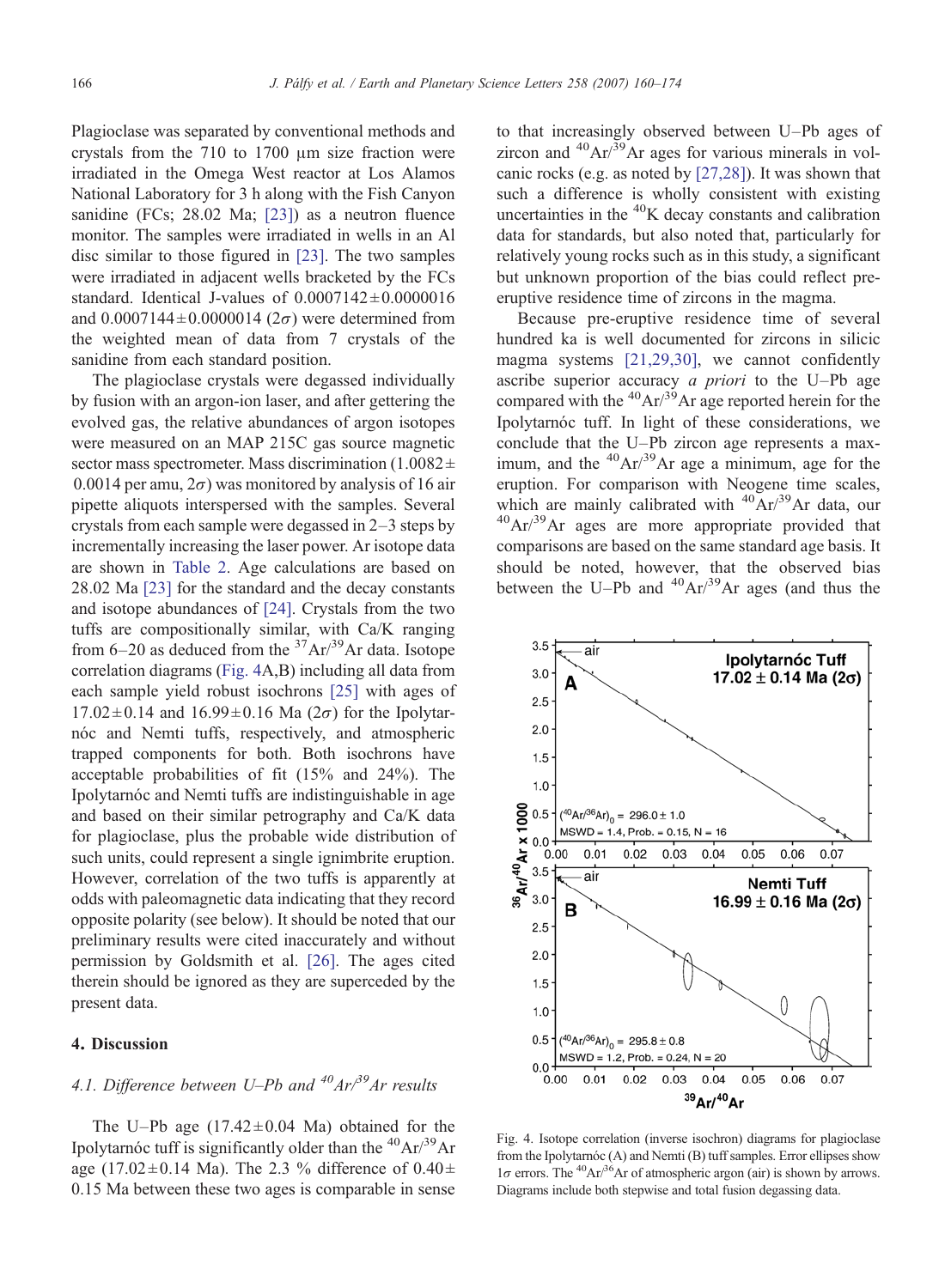Plagioclase was separated by conventional methods and crystals from the 710 to 1700 μm size fraction were irradiated in the Omega West reactor at Los Alamos National Laboratory for 3 h along with the Fish Canyon sanidine (FCs; 28.02 Ma; [23]) as a neutron fluence monitor. The samples were irradiated in wells in an Al disc similar to those figured in [23]. The two samples were irradiated in adjacent wells bracketed by the FCs standard. Identical J-values of $0.0007142 \pm 0.0000016$ and $0.0007144 \pm 0.0000014$ ($2\sigma$) were determined from the weighted mean of data from 7 crystals of the sanidine from each standard position.

The plagioclase crystals were degassed individually by fusion with an argon-ion laser, and after gettering the evolved gas, the relative abundances of argon isotopes were measured on an MAP 215C gas source magnetic sector mass spectrometer. Mass discrimination ($1.0082 \pm 0.0014$ per amu, $2\sigma$) was monitored by analysis of 16 air pipette aliquots interspersed with the samples. Several crystals from each sample were degassed in 2–3 steps by incrementally increasing the laser power. Ar isotope data are shown in Table 2. Age calculations are based on 28.02 Ma [23] for the standard and the decay constants and isotope abundances of [24]. Crystals from the two tuffs are compositionally similar, with Ca/K ranging from 6–20 as deduced from the $^{37}Ar/^{39}Ar$ data. Isotope correlation diagrams (Fig. 4A,B) including all data from each sample yield robust isochrons [25] with ages of $17.02 \pm 0.14$ and $16.99 \pm 0.16$ Ma ($2\sigma$) for the Ipolytarnóc and Nemti tuffs, respectively, and atmospheric trapped components for both. Both isochrons have acceptable probabilities of fit (15% and 24%). The Ipolytarnóc and Nemti tuffs are indistinguishable in age and based on their similar petrography and Ca/K data for plagioclase, plus the probable wide distribution of such units, could represent a single ignimbrite eruption. However, correlation of the two tuffs is apparently at odds with paleomagnetic data indicating that they record opposite polarity (see below). It should be noted that our preliminary results were cited inaccurately and without permission by Goldsmith et al. [26]. The ages cited therein should be ignored as they are superceded by the present data.

## 4. Discussion

### 4.1. Difference between U–Pb and $^{40}Ar/^{39}Ar$ results

The U–Pb age ($17.42 \pm 0.04$ Ma) obtained for the Ipolytarnóc tuff is significantly older than the $^{40}Ar/^{39}Ar$ age ($17.02 \pm 0.14$ Ma). The 2.3 % difference of $0.40 \pm 0.15$ Ma between these two ages is comparable in sense to that increasingly observed between U–Pb ages of zircon and $^{40}Ar/^{39}Ar$ ages for various minerals in volcanic rocks (e.g. as noted by [27,28]). It was shown that such a difference is wholly consistent with existing uncertainties in the $^{40}K$ decay constants and calibration data for standards, but also noted that, particularly for relatively young rocks such as in this study, a significant but unknown proportion of the bias could reflect pre-eruptive residence time of zircons in the magma.

Because pre-eruptive residence time of several hundred ka is well documented for zircons in silicic magma systems [21,29,30], we cannot confidently ascribe superior accuracy *a priori* to the U–Pb age compared with the $^{40}Ar/^{39}Ar$ age reported herein for the Ipolytarnóc tuff. In light of these considerations, we conclude that the U–Pb zircon age represents a maximum, and the $^{40}Ar/^{39}Ar$ age a minimum, age for the eruption. For comparison with Neogene time scales, which are mainly calibrated with $^{40}Ar/^{39}Ar$ data, our $^{40}Ar/^{39}Ar$ ages are more appropriate provided that comparisons are based on the same standard age basis. It should be noted, however, that the observed bias between the U–Pb and $^{40}Ar/^{39}Ar$ ages (and thus the

Fig. 4. Isotope correlation (inverse isochron) diagrams for plagioclase from the Ipolytarnóc (A) and Nemti (B) tuff samples. Error ellipses show $1\sigma$ errors. The $^{40}Ar/^{36}Ar$ of atmospheric argon (air) is shown by arrows. Diagrams include both stepwise and total fusion degassing data.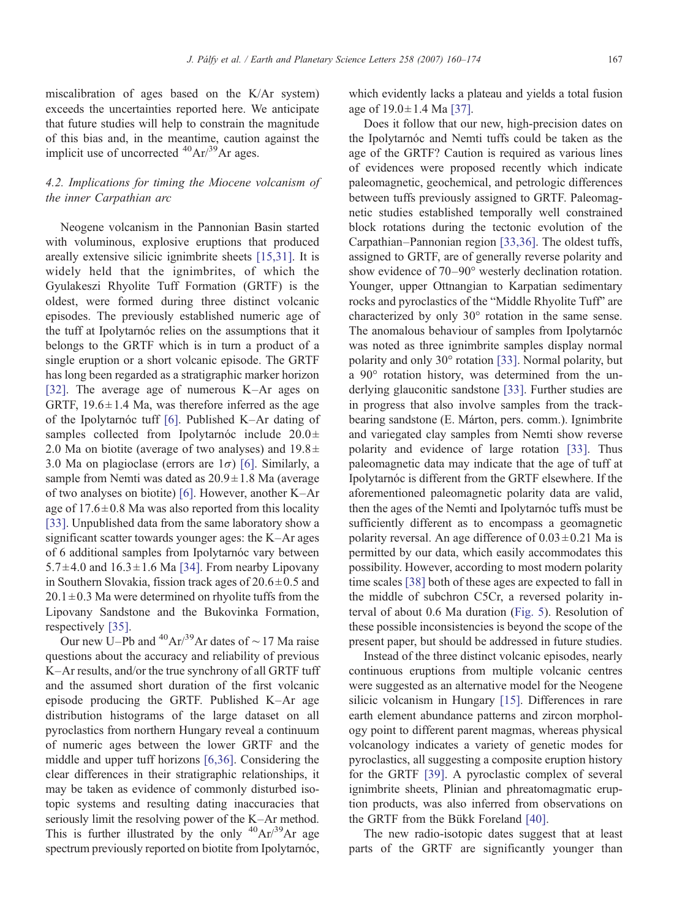miscalibration of ages based on the K/Ar system) exceeds the uncertainties reported here. We anticipate that future studies will help to constrain the magnitude of this bias and, in the meantime, caution against the implicit use of uncorrected $^{40}Ar/^{39}Ar$ ages.

### 4.2. Implications for timing the Miocene volcanism of the inner Carpathian arc

Neogene volcanism in the Pannonian Basin started with voluminous, explosive eruptions that produced areally extensive silicic ignimbrite sheets [15,31]. It is widely held that the ignimbrites, of which the Gyulakeszi Rhyolite Tuff Formation (GRTF) is the oldest, were formed during three distinct volcanic episodes. The previously established numeric age of the tuff at Ipolytarnóc relies on the assumptions that it belongs to the GRTF which is in turn a product of a single eruption or a short volcanic episode. The GRTF has long been regarded as a stratigraphic marker horizon [32]. The average age of numerous K–Ar ages on GRTF, $19.6 \pm 1.4$ Ma, was therefore inferred as the age of the Ipolytarnóc tuff [6]. Published K–Ar dating of samples collected from Ipolytarnóc include $20.0 \pm 2.0$ Ma on biotite (average of two analyses) and $19.8 \pm 3.0$ Ma on plagioclase (errors are $1\sigma$) [6]. Similarly, a sample from Nemti was dated as $20.9 \pm 1.8$ Ma (average of two analyses on biotite) [6]. However, another K–Ar age of $17.6 \pm 0.8$ Ma was also reported from this locality [33]. Unpublished data from the same laboratory show a significant scatter towards younger ages: the K–Ar ages of 6 additional samples from Ipolytarnóc vary between $5.7 \pm 4.0$ and $16.3 \pm 1.6$ Ma [34]. From nearby Lipovany in Southern Slovakia, fission track ages of $20.6 \pm 0.5$ and $20.1 \pm 0.3$ Ma were determined on rhyolite tuffs from the Lipovany Sandstone and the Bukovinka Formation, respectively [35].

Our new U–Pb and $^{40}Ar/^{39}Ar$ dates of ~17 Ma raise questions about the accuracy and reliability of previous K–Ar results, and/or the true synchrony of all GRTF tuff and the assumed short duration of the first volcanic episode producing the GRTF. Published K–Ar age distribution histograms of the large dataset on all pyroclastics from northern Hungary reveal a continuum of numeric ages between the lower GRTF and the middle and upper tuff horizons [6,36]. Considering the clear differences in their stratigraphic relationships, it may be taken as evidence of commonly disturbed isotopic systems and resulting dating inaccuracies that seriously limit the resolving power of the K–Ar method. This is further illustrated by the only $^{40}Ar/^{39}Ar$ age spectrum previously reported on biotite from Ipolytarnóc, which evidently lacks a plateau and yields a total fusion age of $19.0 \pm 1.4$ Ma [37].

Does it follow that our new, high-precision dates on the Ipolytarnóc and Nemti tuffs could be taken as the age of the GRTF? Caution is required as various lines of evidences were proposed recently which indicate paleomagnetic, geochemical, and petrologic differences between tuffs previously assigned to GRTF. Paleomagnetic studies established temporally well constrained block rotations during the tectonic evolution of the Carpathian–Pannonian region [33,36]. The oldest tuffs, assigned to GRTF, are of generally reverse polarity and show evidence of 70–90° westerly declination rotation. Younger, upper Ottnangian to Karpatian sedimentary rocks and pyroclastics of the "Middle Rhyolite Tuff" are characterized by only 30° rotation in the same sense. The anomalous behaviour of samples from Ipolytarnóc was noted as three ignimbrite samples display normal polarity and only 30° rotation [33]. Normal polarity, but a 90° rotation history, was determined from the underlying glauconitic sandstone [33]. Further studies are in progress that also involve samples from the track-bearing sandstone (E. Márton, pers. comm.). Ignimbrite and variegated clay samples from Nemti show reverse polarity and evidence of large rotation [33]. Thus paleomagnetic data may indicate that the age of tuff at Ipolytarnóc is different from the GRTF elsewhere. If the aforementioned paleomagnetic polarity data are valid, then the ages of the Nemti and Ipolytarnóc tuffs must be sufficiently different as to encompass a geomagnetic polarity reversal. An age difference of $0.03 \pm 0.21$ Ma is permitted by our data, which easily accommodates this possibility. However, according to most modern polarity time scales [38] both of these ages are expected to fall in the middle of subchron C5Cr, a reversed polarity interval of about 0.6 Ma duration (Fig. 5). Resolution of these possible inconsistencies is beyond the scope of the present paper, but should be addressed in future studies.

Instead of the three distinct volcanic episodes, nearly continuous eruptions from multiple volcanic centres were suggested as an alternative model for the Neogene silicic volcanism in Hungary [15]. Differences in rare earth element abundance patterns and zircon morphology point to different parent magmas, whereas physical volcanology indicates a variety of genetic modes for pyroclastics, all suggesting a composite eruption history for the GRTF [39]. A pyroclastic complex of several ignimbrite sheets, Plinian and phreatomagmatic eruption products, was also inferred from observations on the GRTF from the Bükk Foreland [40].

The new radio-isotopic dates suggest that at least parts of the GRTF are significantly younger than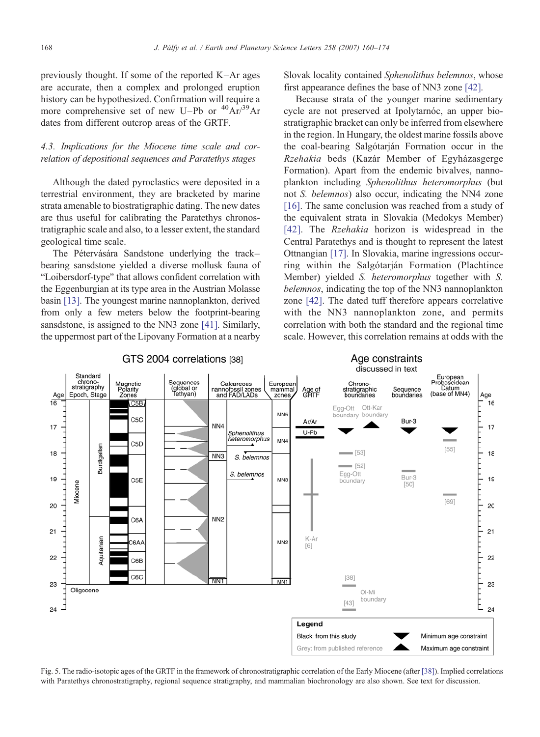previously thought. If some of the reported K–Ar ages are accurate, then a complex and prolonged eruption history can be hypothesized. Confirmation will require a more comprehensive set of new U–Pb or $^{40}Ar/^{39}Ar$ dates from different outcrop areas of the GRTF.

### 4.3. Implications for the Miocene time scale and correlation of depositional sequences and Paratethys stages

Although the dated pyroclastics were deposited in a terrestrial environment, they are bracketed by marine strata amenable to biostratigraphic dating. The new dates are thus useful for calibrating the Paratethys chronostratigraphic scale and also, to a lesser extent, the standard geological time scale.

The Pétervására Sandstone underlying the track–bearing sansdstone yielded a diverse mollusk fauna of "Loibersdorf-type" that allows confident correlation with the Eggenburgian at its type area in the Austrian Molasse basin [13]. The youngest marine nannoplankton, derived from only a few meters below the footprint-bearing sansdstone, is assigned to the NN3 zone [41]. Similarly, the uppermost part of the Lipovany Formation at a nearby Slovak locality contained *Sphenolithus belemnos*, whose first appearance defines the base of NN3 zone [42].

Because strata of the younger marine sedimentary cycle are not preserved at Ipolytarnóc, an upper biostratigraphic bracket can only be inferred from elsewhere in the region. In Hungary, the oldest marine fossils above the coal-bearing Salgótarján Formation occur in the *Rzehakia* beds (Kazár Member of Egyházasgerge Formation). Apart from the endemic bivalves, nannoplankton including *Sphenolithus heteromorphus* (but not *S. belemnos*) also occur, indicating the NN4 zone [16]. The same conclusion was reached from a study of the equivalent strata in Slovakia (Medokys Member) [42]. The *Rzehakia* horizon is widespread in the Central Paratethys and is thought to represent the latest Ottnangian [17]. In Slovakia, marine ingressions occurring within the Salgótarján Formation (Plachtince Member) yielded *S. heteromorphus* together with *S. belemnos*, indicating the top of the NN3 nannoplankton zone [42]. The dated tuff therefore appears correlative with the NN3 nannoplankton zone, and permits correlation with both the standard and the regional time scale. However, this correlation remains at odds with the

Fig. 5. The radio-isotopic ages of the GRTF in the framework of chronostratigraphic correlation of the Early Miocene (after [38]). Implied correlations with Paratethys chronostratigraphy, regional sequence stratigraphy, and mammalian biochronology are also shown. See text for discussion.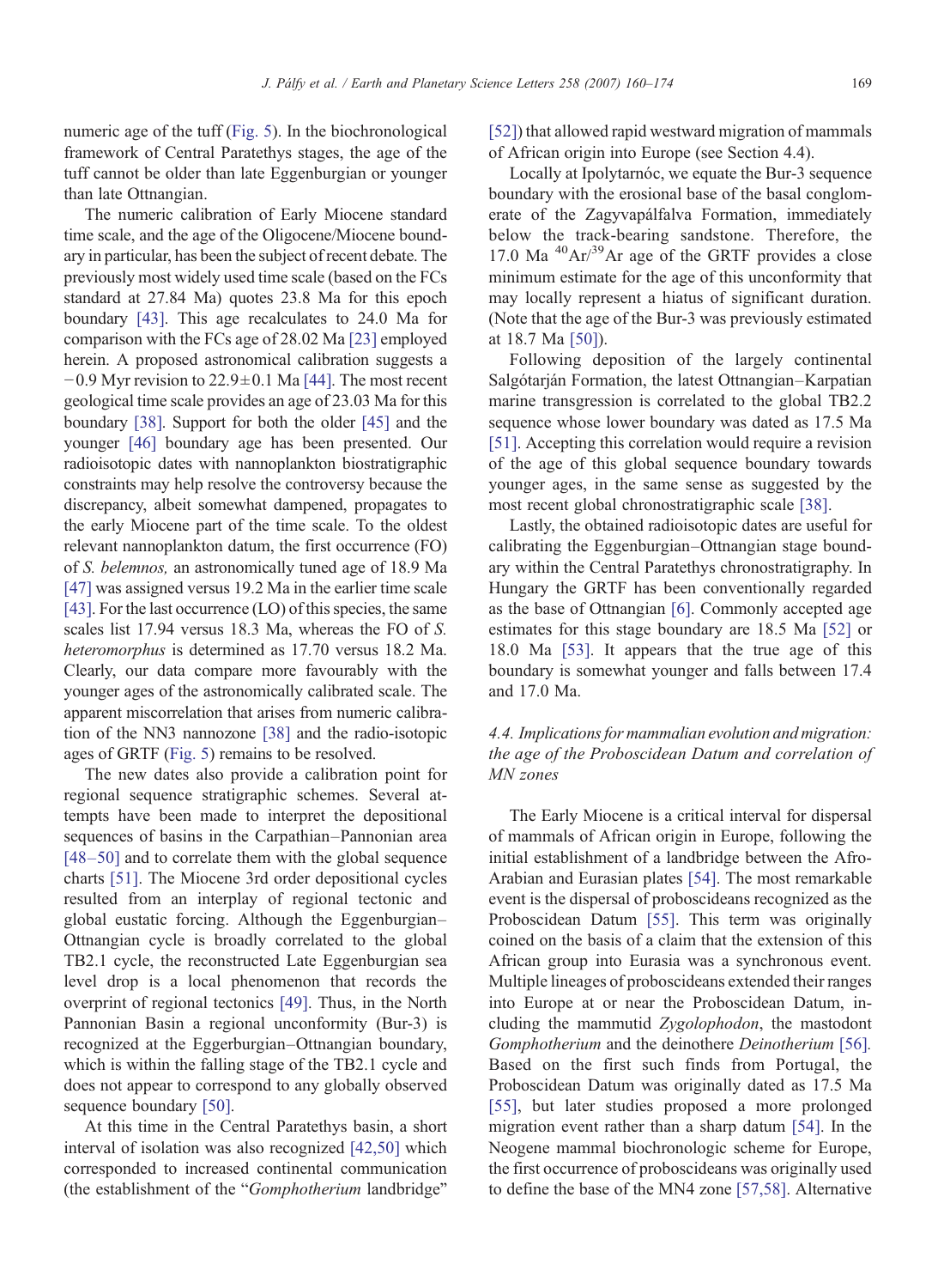numeric age of the tuff (Fig. 5). In the biochronological framework of Central Paratethys stages, the age of the tuff cannot be older than late Eggenburgian or younger than late Ottnangian.

The numeric calibration of Early Miocene standard time scale, and the age of the Oligocene/Miocene boundary in particular, has been the subject of recent debate. The previously most widely used time scale (based on the FCs standard at 27.84 Ma) quotes 23.8 Ma for this epoch boundary [43]. This age recalculates to 24.0 Ma for comparison with the FCs age of 28.02 Ma [23] employed herein. A proposed astronomical calibration suggests a −0.9 Myr revision to 22.9±0.1 Ma [44]. The most recent geological time scale provides an age of 23.03 Ma for this boundary [38]. Support for both the older [45] and the younger [46] boundary age has been presented. Our radioisotopic dates with nannoplankton biostratigraphic constraints may help resolve the controversy because the discrepancy, albeit somewhat dampened, propagates to the early Miocene part of the time scale. To the oldest relevant nannoplankton datum, the first occurrence (FO) of *S. belemnos,* an astronomically tuned age of 18.9 Ma [47] was assigned versus 19.2 Ma in the earlier time scale [43]. For the last occurrence (LO) of this species, the same scales list 17.94 versus 18.3 Ma, whereas the FO of *S. heteromorphus* is determined as 17.70 versus 18.2 Ma. Clearly, our data compare more favourably with the younger ages of the astronomically calibrated scale. The apparent miscorrelation that arises from numeric calibration of the NN3 nannozone [38] and the radio-isotopic ages of GRTF (Fig. 5) remains to be resolved.

The new dates also provide a calibration point for regional sequence stratigraphic schemes. Several attempts have been made to interpret the depositional sequences of basins in the Carpathian–Pannonian area [48–50] and to correlate them with the global sequence charts [51]. The Miocene 3rd order depositional cycles resulted from an interplay of regional tectonic and global eustatic forcing. Although the Eggenburgian–Ottnangian cycle is broadly correlated to the global TB2.1 cycle, the reconstructed Late Eggenburgian sea level drop is a local phenomenon that records the overprint of regional tectonics [49]. Thus, in the North Pannonian Basin a regional unconformity (Bur-3) is recognized at the Eggerburgian–Ottnangian boundary, which is within the falling stage of the TB2.1 cycle and does not appear to correspond to any globally observed sequence boundary [50].

At this time in the Central Paratethys basin, a short interval of isolation was also recognized [42,50] which corresponded to increased continental communication (the establishment of the "*Gomphotherium* landbridge" [52]) that allowed rapid westward migration of mammals of African origin into Europe (see Section 4.4).

Locally at Ipolytarnóc, we equate the Bur-3 sequence boundary with the erosional base of the basal conglomerate of the Zagyvapálfalva Formation, immediately below the track-bearing sandstone. Therefore, the 17.0 Ma $^{40}Ar/^{39}Ar$ age of the GRTF provides a close minimum estimate for the age of this unconformity that may locally represent a hiatus of significant duration. (Note that the age of the Bur-3 was previously estimated at 18.7 Ma [50]).

Following deposition of the largely continental Salgótarján Formation, the latest Ottnangian–Karpatian marine transgression is correlated to the global TB2.2 sequence whose lower boundary was dated as 17.5 Ma [51]. Accepting this correlation would require a revision of the age of this global sequence boundary towards younger ages, in the same sense as suggested by the most recent global chronostratigraphic scale [38].

Lastly, the obtained radioisotopic dates are useful for calibrating the Eggenburgian–Ottnangian stage boundary within the Central Paratethys chronostratigraphy. In Hungary the GRTF has been conventionally regarded as the base of Ottnangian [6]. Commonly accepted age estimates for this stage boundary are 18.5 Ma [52] or 18.0 Ma [53]. It appears that the true age of this boundary is somewhat younger and falls between 17.4 and 17.0 Ma.

### *4.4. Implications for mammalian evolution and migration: the age of the Proboscidean Datum and correlation of MN zones*

The Early Miocene is a critical interval for dispersal of mammals of African origin in Europe, following the initial establishment of a landbridge between the Afro-Arabian and Eurasian plates [54]. The most remarkable event is the dispersal of proboscideans recognized as the Proboscidean Datum [55]. This term was originally coined on the basis of a claim that the extension of this African group into Eurasia was a synchronous event. Multiple lineages of proboscideans extended their ranges into Europe at or near the Proboscidean Datum, including the mammutid *Zygolophodon*, the mastodont *Gomphotherium* and the deinothere *Deinotherium* [56]. Based on the first such finds from Portugal, the Proboscidean Datum was originally dated as 17.5 Ma [55], but later studies proposed a more prolonged migration event rather than a sharp datum [54]. In the Neogene mammal biochronologic scheme for Europe, the first occurrence of proboscideans was originally used to define the base of the MN4 zone [57,58]. Alternative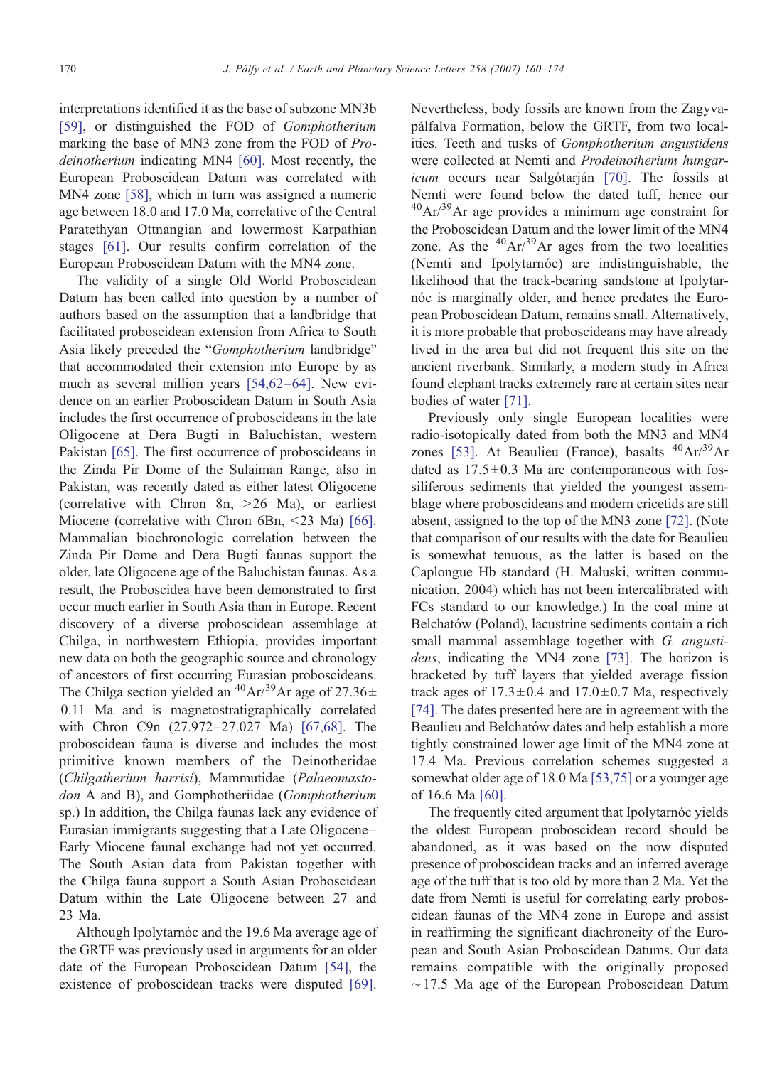interpretations identified it as the base of subzone MN3b [59], or distinguished the FOD of *Gomphotherium* marking the base of MN3 zone from the FOD of *Prodeinotherium* indicating MN4 [60]. Most recently, the European Proboscidean Datum was correlated with MN4 zone [58], which in turn was assigned a numeric age between 18.0 and 17.0 Ma, correlative of the Central Paratethyan Ottnangian and lowermost Karpathian stages [61]. Our results confirm correlation of the European Proboscidean Datum with the MN4 zone.

The validity of a single Old World Proboscidean Datum has been called into question by a number of authors based on the assumption that a landbridge that facilitated proboscidean extension from Africa to South Asia likely preceded the "*Gomphotherium* landbridge" that accommodated their extension into Europe by as much as several million years [54,62–64]. New evidence on an earlier Proboscidean Datum in South Asia includes the first occurrence of proboscideans in the late Oligocene at Dera Bugti in Baluchistan, western Pakistan [65]. The first occurrence of proboscideans in the Zinda Pir Dome of the Sulaiman Range, also in Pakistan, was recently dated as either latest Oligocene (correlative with Chron 8n, >26 Ma), or earliest Miocene (correlative with Chron 6Bn, <23 Ma) [66]. Mammalian biochronologic correlation between the Zinda Pir Dome and Dera Bugti faunas support the older, late Oligocene age of the Baluchistan faunas. As a result, the Proboscidea have been demonstrated to first occur much earlier in South Asia than in Europe. Recent discovery of a diverse proboscidean assemblage at Chilga, in northwestern Ethiopia, provides important new data on both the geographic source and chronology of ancestors of first occurring Eurasian proboscideans. The Chilga section yielded an $^{40}Ar/^{39}Ar$ age of $27.36 \pm 0.11$ Ma and is magnetostratigraphically correlated with Chron C9n (27.972–27.027 Ma) [67,68]. The proboscidean fauna is diverse and includes the most primitive known members of the Deinotheridae (*Chilgatherium harrisi*), Mammutidae (*Palaeomastodon* A and B), and Gomphotheriidae (*Gomphotherium* sp.) In addition, the Chilga faunas lack any evidence of Eurasian immigrants suggesting that a Late Oligocene–Early Miocene faunal exchange had not yet occurred. The South Asian data from Pakistan together with the Chilga fauna support a South Asian Proboscidean Datum within the Late Oligocene between 27 and 23 Ma.

Although Ipolytarnóc and the 19.6 Ma average age of the GRTF was previously used in arguments for an older date of the European Proboscidean Datum [54], the existence of proboscidean tracks were disputed [69]. Nevertheless, body fossils are known from the Zagyvapálfalva Formation, below the GRTF, from two localities. Teeth and tusks of *Gomphotherium angustidens* were collected at Nemti and *Prodeinotherium hungaricum* occurs near Salgótarján [70]. The fossils at Nemti were found below the dated tuff, hence our $^{40}Ar/^{39}Ar$ age provides a minimum age constraint for the Proboscidean Datum and the lower limit of the MN4 zone. As the $^{40}Ar/^{39}Ar$ ages from the two localities (Nemti and Ipolytarnóc) are indistinguishable, the likelihood that the track-bearing sandstone at Ipolytarnóc is marginally older, and hence predates the European Proboscidean Datum, remains small. Alternatively, it is more probable that proboscideans may have already lived in the area but did not frequent this site on the ancient riverbank. Similarly, a modern study in Africa found elephant tracks extremely rare at certain sites near bodies of water [71].

Previously only single European localities were radio-isotopically dated from both the MN3 and MN4 zones [53]. At Beaulieu (France), basalts $^{40}Ar/^{39}Ar$ dated as $17.5 \pm 0.3$ Ma are contemporaneous with fossiliferous sediments that yielded the youngest assemblage where proboscideans and modern cricetids are still absent, assigned to the top of the MN3 zone [72]. (Note that comparison of our results with the date for Beaulieu is somewhat tenuous, as the latter is based on the Caplongue Hb standard (H. Maluski, written communication, 2004) which has not been intercalibrated with FCs standard to our knowledge.) In the coal mine at Belchatów (Poland), lacustrine sediments contain a rich small mammal assemblage together with *G. angustidens*, indicating the MN4 zone [73]. The horizon is bracketed by tuff layers that yielded average fission track ages of $17.3 \pm 0.4$ and $17.0 \pm 0.7$ Ma, respectively [74]. The dates presented here are in agreement with the Beaulieu and Belchatów dates and help establish a more tightly constrained lower age limit of the MN4 zone at 17.4 Ma. Previous correlation schemes suggested a somewhat older age of 18.0 Ma [53,75] or a younger age of 16.6 Ma [60].

The frequently cited argument that Ipolytarnóc yields the oldest European proboscidean record should be abandoned, as it was based on the now disputed presence of proboscidean tracks and an inferred average age of the tuff that is too old by more than 2 Ma. Yet the date from Nemti is useful for correlating early proboscidean faunas of the MN4 zone in Europe and assist in reaffirming the significant diachroneity of the European and South Asian Proboscidean Datums. Our data remains compatible with the originally proposed ~17.5 Ma age of the European Proboscidean Datum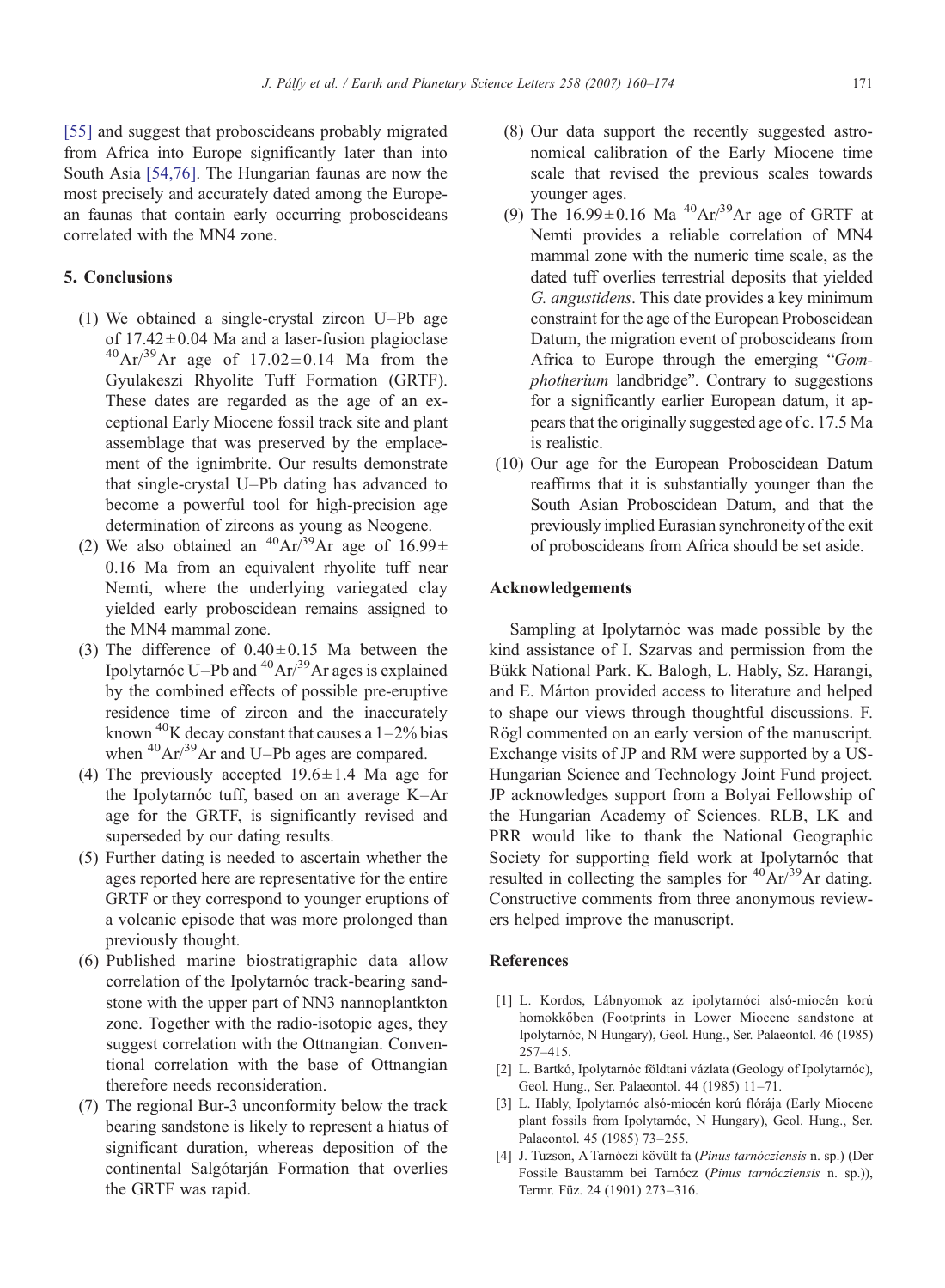[55] and suggest that proboscideans probably migrated from Africa into Europe significantly later than into South Asia [54,76]. The Hungarian faunas are now the most precisely and accurately dated among the European faunas that contain early occurring proboscideans correlated with the MN4 zone.

## 5. Conclusions

(1) We obtained a single-crystal zircon U–Pb age of $17.42 \pm 0.04$ Ma and a laser-fusion plagioclase $^{40}Ar/^{39}Ar$ age of $17.02 \pm 0.14$ Ma from the Gyulakeszi Rhyolite Tuff Formation (GRTF). These dates are regarded as the age of an exceptional Early Miocene fossil track site and plant assemblage that was preserved by the emplacement of the ignimbrite. Our results demonstrate that single-crystal U–Pb dating has advanced to become a powerful tool for high-precision age determination of zircons as young as Neogene.

(2) We also obtained an $^{40}Ar/^{39}Ar$ age of $16.99 \pm 0.16$ Ma from an equivalent rhyolite tuff near Nemti, where the underlying variegated clay yielded early proboscidean remains assigned to the MN4 mammal zone.

(3) The difference of $0.40 \pm 0.15$ Ma between the Ipolytarnóc U–Pb and $^{40}Ar/^{39}Ar$ ages is explained by the combined effects of possible pre-eruptive residence time of zircon and the inaccurately known $^{40}K$ decay constant that causes a 1–2% bias when $^{40}Ar/^{39}Ar$ and U–Pb ages are compared.

(4) The previously accepted $19.6 \pm 1.4$ Ma age for the Ipolytarnóc tuff, based on an average K–Ar age for the GRTF, is significantly revised and superseded by our dating results.

(5) Further dating is needed to ascertain whether the ages reported here are representative for the entire GRTF or they correspond to younger eruptions of a volcanic episode that was more prolonged than previously thought.

(6) Published marine biostratigraphic data allow correlation of the Ipolytarnóc track-bearing sandstone with the upper part of NN3 nannoplantkton zone. Together with the radio-isotopic ages, they suggest correlation with the Ottnangian. Conventional correlation with the base of Ottnangian therefore needs reconsideration.

(7) The regional Bur-3 unconformity below the track bearing sandstone is likely to represent a hiatus of significant duration, whereas deposition of the continental Salgótarján Formation that overlies the GRTF was rapid.

(8) Our data support the recently suggested astronomical calibration of the Early Miocene time scale that revised the previous scales towards younger ages.

(9) The $16.99 \pm 0.16$ Ma $^{40}Ar/^{39}Ar$ age of GRTF at Nemti provides a reliable correlation of MN4 mammal zone with the numeric time scale, as the dated tuff overlies terrestrial deposits that yielded *G. angustidens*. This date provides a key minimum constraint for the age of the European Proboscidean Datum, the migration event of proboscideans from Africa to Europe through the emerging "*Gomphotherium* landbridge". Contrary to suggestions for a significantly earlier European datum, it appears that the originally suggested age of c. 17.5 Ma is realistic.

(10) Our age for the European Proboscidean Datum reaffirms that it is substantially younger than the South Asian Proboscidean Datum, and that the previously implied Eurasian synchroneity of the exit of proboscideans from Africa should be set aside.

## Acknowledgements

Sampling at Ipolytarnóc was made possible by the kind assistance of I. Szarvas and permission from the Bükk National Park. K. Balogh, L. Hably, Sz. Harangi, and E. Márton provided access to literature and helped to shape our views through thoughtful discussions. F. Rögl commented on an early version of the manuscript. Exchange visits of JP and RM were supported by a US-Hungarian Science and Technology Joint Fund project. JP acknowledges support from a Bolyai Fellowship of the Hungarian Academy of Sciences. RLB, LK and PRR would like to thank the National Geographic Society for supporting field work at Ipolytarnóc that resulted in collecting the samples for $^{40}Ar/^{39}Ar$ dating. Constructive comments from three anonymous reviewers helped improve the manuscript.

## References

[1] L. Kordos, Lábnyomok az ipolytarnóci alsó-miocén korú homokkőben (Footprints in Lower Miocene sandstone at Ipolytarnóc, N Hungary), Geol. Hung., Ser. Palaeontol. 46 (1985) 257–415.

[2] L. Bartkó, Ipolytarnóc földtani vázlata (Geology of Ipolytarnóc), Geol. Hung., Ser. Palaeontol. 44 (1985) 11–71.

[3] L. Hably, Ipolytarnóc alsó-miocén korú flórája (Early Miocene plant fossils from Ipolytarnóc, N Hungary), Geol. Hung., Ser. Palaeontol. 45 (1985) 73–255.

[4] J. Tuzson, A Tarnóczi kövült fa (*Pinus tarnócziensis* n. sp.) (Der Fossile Baustamm bei Tarnócz (*Pinus tarnócziensis* n. sp.)), Termr. Füz. 24 (1901) 273–316.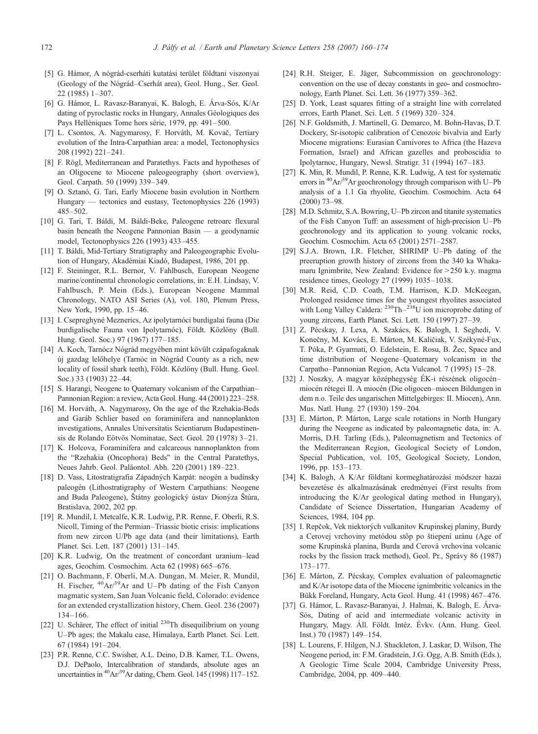[5] G. Hámor, A nógrád-cserháti kutatási terület földtani viszonyai (Geology of the Nógrád–Cserhát area), Geol. Hung., Ser. Geol. 22 (1985) 1–307.

[6] G. Hámor, L. Ravasz-Baranyai, K. Balogh, E. Árva-Sós, K/Ar dating of pyroclastic rocks in Hungary, Annales Géologiques des Pays Helléniques Tome hors série, 1979, pp. 491–500.

[7] L. Csontos, A. Nagymarosy, F. Horváth, M. Kovač, Tertiary evolution of the Intra-Carpathian area: a model, Tectonophysics 208 (1992) 221–241.

[8] F. Rögl, Mediterranean and Paratethys. Facts and hypotheses of an Oligocene to Miocene paleogeography (short overview), Geol. Carpath. 50 (1999) 339–349.

[9] O. Sztanó, G. Tari, Early Miocene basin evolution in Northern Hungary — tectonics and eustasy, Tectonophysics 226 (1993) 485–502.

[10] G. Tari, T. Báldi, M. Báldi-Beke, Paleogene retroarc flexural basin beneath the Neogene Pannonian Basin — a geodynamic model, Tectonophysics 226 (1993) 433–455.

[11] T. Báldi, Mid-Tertiary Stratigraphy and Paleogeographic Evolution of Hungary, Akadémiai Kiadó, Budapest, 1986, 201 pp.

[12] F. Steininger, R.L. Bernor, V. Fahlbusch, European Neogene marine/continental chronologic correlations, in: E.H. Lindsay, V. Fahlbusch, P. Mein (Eds.), European Neogene Mammal Chronology, NATO ASI Series (A), vol. 180, Plenum Press, New York, 1990, pp. 15–46.

[13] I. Csepreghyné Meznerics, Az ipolytarnóci burdigalai fauna (Die burdigalische Fauna von Ipolytarnóc), Földt. Közlöny (Bull. Hung. Geol. Soc.) 97 (1967) 177–185.

[14] A. Koch, Tarnócz Nógrád megyében mint kövült czápafogaknak új gazdag lelőhelye (Tarnóc in Nógrád County as a rich, new locality of fossil shark teeth), Földt. Közlöny (Bull. Hung. Geol. Soc.) 33 (1903) 22–44.

[15] S. Harangi, Neogene to Quaternary volcanism of the Carpathian–Pannonian Region: a review, Acta Geol. Hung. 44 (2001) 223–258.

[16] M. Horváth, A. Nagymarosy, On the age of the Rzehakia-Beds and Garáb Schlier based on foraminifera and nannoplankton investigations, Annales Universitatis Scientiarum Budapestinensis de Rolando Eötvös Nominatae, Sect. Geol. 20 (1978) 3–21.

[17] K. Holcova, Foraminifera and calcareous nannoplankton from the "Rzehakia (Oncophora) Beds" in the Central Paratethys, Neues Jahrb. Geol. Paläontol. Abh. 220 (2001) 189–223.

[18] D. Vass, Litostratigrafia Západných Karpát: neogén a budínsky paleogén (Lithostratigraphy of Western Carpathians: Neogene and Buda Paleogene), Štátny geologický ústav Dionýza Štúra, Bratislava, 2002, 202 pp.

[19] R. Mundil, I. Metcalfe, K.R. Ludwig, P.R. Renne, F. Oberli, R.S. Nicoll, Timing of the Permian–Triassic biotic crisis: implications from new zircon U/Pb age data (and their limitations), Earth Planet. Sci. Lett. 187 (2001) 131–145.

[20] K.R. Ludwig, On the treatment of concordant uranium–lead ages, Geochim. Cosmochim. Acta 62 (1998) 665–676.

[21] O. Bachmann, F. Oberli, M.A. Dungan, M. Meier, R. Mundil, H. Fischer, $^{40}Ar/^{39}Ar$ and U–Pb dating of the Fish Canyon magmatic system, San Juan Volcanic field, Colorado: evidence for an extended crystallization history, Chem. Geol. 236 (2007) 134–166.

[22] U. Schärer, The effect of initial $^{230}Th$ disequilibrium on young U–Pb ages; the Makalu case, Himalaya, Earth Planet. Sci. Lett. 67 (1984) 191–204.

[23] P.R. Renne, C.C. Swisher, A.L. Deino, D.B. Karner, T.L. Owens, D.J. DePaolo, Intercalibration of standards, absolute ages an uncertainties in $^{40}Ar/^{39}Ar$ dating, Chem. Geol. 145 (1998) 117–152.

[24] R.H. Steiger, E. Jäger, Subcommission on geochronology: convention on the use of decay constants in geo- and cosmochronology, Earth Planet. Sci. Lett. 36 (1977) 359–362.

[25] D. York, Least squares fitting of a straight line with correlated errors, Earth Planet. Sci. Lett. 5 (1969) 320–324.

[26] N.F. Goldsmith, J. Martinell, G. Demarco, M. Bohn-Havas, D.T. Dockery, Sr-isotopic calibration of Cenozoic bivalvia and Early Miocene migrations: Eurasian Carnivores to Africa (the Hazeva Formation, Israel) and African gazelles and proboscidia to Ipolytarnoc, Hungary, Newsl. Stratigr. 31 (1994) 167–183.

[27] K. Min, R. Mundil, P. Renne, K.R. Ludwig, A test for systematic errors in $^{40}Ar/^{39}Ar$ geochronology through comparison with U–Pb analysis of a 1.1 Ga rhyolite, Geochim. Cosmochim. Acta 64 (2000) 73–98.

[28] M.D. Schmitz, S.A. Bowring, U–Pb zircon and titanite systematics of the Fish Canyon Tuff: an assessment of high-precision U–Pb geochronology and its application to young volcanic rocks, Geochim. Cosmochim. Acta 65 (2001) 2571–2587.

[29] S.J.A. Brown, I.R. Fletcher, SHRIMP U–Pb dating of the preeruption growth history of zircons from the 340 ka Whakamaru Ignimbrite, New Zealand: Evidence for >250 k.y. magma residence times, Geology 27 (1999) 1035–1038.

[30] M.R. Reid, C.D. Coath, T.M. Harrison, K.D. McKeegan, Prolonged residence times for the youngest rhyolites associated with Long Valley Caldera: $^{230}Th$–$^{238}U$ ion microprobe dating of young zircons, Earth Planet. Sci. Lett. 150 (1997) 27–39.

[31] Z. Pécskay, J. Lexa, A. Szakács, K. Balogh, I. Seghedi, V. Konečny, M. Kovács, E. Márton, M. Kaličiak, V. Székyné-Fux, T. Póka, P. Gyarmati, O. Edelstein, E. Rosu, B. Žec, Space and time distribution of Neogene–Quaternary volcanism in the Carpatho–Pannonian Region, Acta Vulcanol. 7 (1995) 15–28.

[32] J. Noszky, A magyar középhegység ÉK-i részének oligocén–miocén rétegei II. A miocén (Die oligocen–miocen Bildungen in dem n.o. Teile des ungarischen Mittelgebirges: II. Miocen), Ann. Mus. Natl. Hung. 27 (1930) 159–204.

[33] E. Márton, P. Márton, Large scale rotations in North Hungary during the Neogene as indicated by paleomagnetic data, in: A. Morris, D.H. Tarling (Eds.), Paleomagnetism and Tectonics of the Mediterranean Region, Geological Society of London, Special Publication, vol. 105, Geological Society, London, 1996, pp. 153–173.

[34] K. Balogh, A K/Ar földtani kormeghatározási módszer hazai bevezetése és alkalmazásának eredményei (First results from introducing the K/Ar geological dating method in Hungary), Candidate of Science Dissertation, Hungarian Academy of Sciences, 1984, 104 pp.

[35] I. Repčok, Vek niektorých vulkanitov Krupinskej planiny, Burdy a Cerovej vrchoviny metódou stôp po štiepení uránu (Age of some Krupinská planina, Burda and Cerová vrchovina volcanic rocks by the fission track method), Geol. Pr., Správy 86 (1987) 173–177.

[36] E. Márton, Z. Pécskay, Complex evaluation of paleomagnetic and K/Ar isotope data of the Miocene ignimbritic volcanics in the Bükk Foreland, Hungary, Acta Geol. Hung. 41 (1998) 467–476.

[37] G. Hámor, L. Ravasz-Baranyai, J. Halmai, K. Balogh, E. Árva-Sós, Dating of acid and intermediate volcanic activity in Hungary, Magy. Áll. Földt. Intéz. Évkv. (Ann. Hung. Geol. Inst.) 70 (1987) 149–154.

[38] L. Lourens, F. Hilgen, N.J. Shackleton, J. Laskar, D. Wilson, The Neogene period, in: F.M. Gradstein, J.G. Ogg, A.B. Smith (Eds.), A Geologic Time Scale 2004, Cambridge University Press, Cambridge, 2004, pp. 409–440.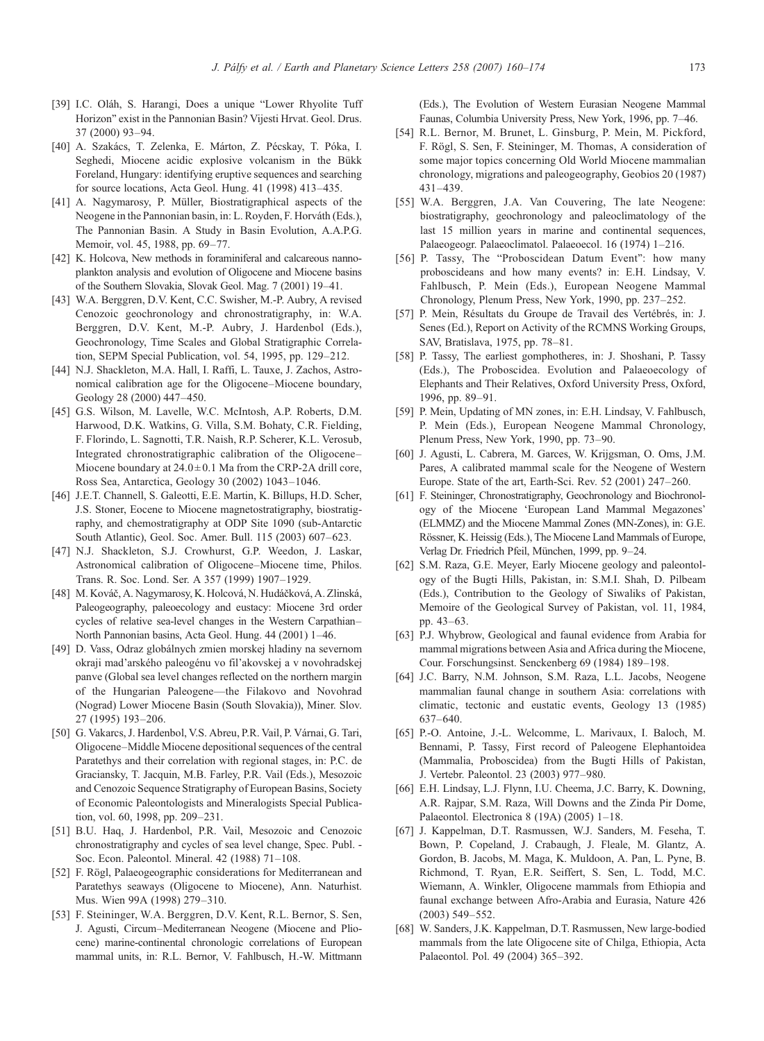[39] I.C. Oláh, S. Harangi, Does a unique "Lower Rhyolite Tuff Horizon" exist in the Pannonian Basin? Vijesti Hrvat. Geol. Drus. 37 (2000) 93–94.

[40] A. Szakács, T. Zelenka, E. Márton, Z. Pécskay, T. Póka, I. Seghedi, Miocene acidic explosive volcanism in the Bükk Foreland, Hungary: identifying eruptive sequences and searching for source locations, Acta Geol. Hung. 41 (1998) 413–435.

[41] A. Nagymarosy, P. Müller, Biostratigraphical aspects of the Neogene in the Pannonian basin, in: L. Royden, F. Horváth (Eds.), The Pannonian Basin. A Study in Basin Evolution, A.A.P.G. Memoir, vol. 45, 1988, pp. 69–77.

[42] K. Holcova, New methods in foraminiferal and calcareous nannoplankton analysis and evolution of Oligocene and Miocene basins of the Southern Slovakia, Slovak Geol. Mag. 7 (2001) 19–41.

[43] W.A. Berggren, D.V. Kent, C.C. Swisher, M.-P. Aubry, A revised Cenozoic geochronology and chronostratigraphy, in: W.A. Berggren, D.V. Kent, M.-P. Aubry, J. Hardenbol (Eds.), Geochronology, Time Scales and Global Stratigraphic Correlation, SEPM Special Publication, vol. 54, 1995, pp. 129–212.

[44] N.J. Shackleton, M.A. Hall, I. Raffi, L. Tauxe, J. Zachos, Astronomical calibration age for the Oligocene–Miocene boundary, Geology 28 (2000) 447–450.

[45] G.S. Wilson, M. Lavelle, W.C. McIntosh, A.P. Roberts, D.M. Harwood, D.K. Watkins, G. Villa, S.M. Bohaty, C.R. Fielding, F. Florindo, L. Sagnotti, T.R. Naish, R.P. Scherer, K.L. Verosub, Integrated chronostratigraphic calibration of the Oligocene–Miocene boundary at $24.0 \pm 0.1$ Ma from the CRP-2A drill core, Ross Sea, Antarctica, Geology 30 (2002) 1043–1046.

[46] J.E.T. Channell, S. Galeotti, E.E. Martin, K. Billups, H.D. Scher, J.S. Stoner, Eocene to Miocene magnetostratigraphy, biostratigraphy, and chemostratigraphy at ODP Site 1090 (sub-Antarctic South Atlantic), Geol. Soc. Amer. Bull. 115 (2003) 607–623.

[47] N.J. Shackleton, S.J. Crowhurst, G.P. Weedon, J. Laskar, Astronomical calibration of Oligocene–Miocene time, Philos. Trans. R. Soc. Lond. Ser. A 357 (1999) 1907–1929.

[48] M. Kováč, A. Nagymarosy, K. Holcová, N. Hudáčková, A. Zlinská, Paleogeography, paleoecology and eustacy: Miocene 3rd order cycles of relative sea-level changes in the Western Carpathian–North Pannonian basins, Acta Geol. Hung. 44 (2001) 1–46.

[49] D. Vass, Odraz globálnych zmien morskej hladiny na severnom okraji mad'arského paleogénu vo fil'akovskej a v novohradskej panve (Global sea level changes reflected on the northern margin of the Hungarian Paleogene—the Filakovo and Novohrad (Nograd) Lower Miocene Basin (South Slovakia)), Miner. Slov. 27 (1995) 193–206.

[50] G. Vakarcs, J. Hardenbol, V.S. Abreu, P.R. Vail, P. Várnai, G. Tari, Oligocene–Middle Miocene depositional sequences of the central Paratethys and their correlation with regional stages, in: P.C. de Graciansky, T. Jacquin, M.B. Farley, P.R. Vail (Eds.), Mesozoic and Cenozoic Sequence Stratigraphy of European Basins, Society of Economic Paleontologists and Mineralogists Special Publication, vol. 60, 1998, pp. 209–231.

[51] B.U. Haq, J. Hardenbol, P.R. Vail, Mesozoic and Cenozoic chronostratigraphy and cycles of sea level change, Spec. Publ. - Soc. Econ. Paleontol. Mineral. 42 (1988) 71–108.

[52] F. Rögl, Palaeogeographic considerations for Mediterranean and Paratethys seaways (Oligocene to Miocene), Ann. Naturhist. Mus. Wien 99A (1998) 279–310.

[53] F. Steininger, W.A. Berggren, D.V. Kent, R.L. Bernor, S. Sen, J. Agusti, Circum–Mediterranean Neogene (Miocene and Pliocene) marine-continental chronologic correlations of European mammal units, in: R.L. Bernor, V. Fahlbusch, H.-W. Mittmann (Eds.), The Evolution of Western Eurasian Neogene Mammal Faunas, Columbia University Press, New York, 1996, pp. 7–46.

[54] R.L. Bernor, M. Brunet, L. Ginsburg, P. Mein, M. Pickford, F. Rögl, S. Sen, F. Steininger, M. Thomas, A consideration of some major topics concerning Old World Miocene mammalian chronology, migrations and paleogeography, Geobios 20 (1987) 431–439.

[55] W.A. Berggren, J.A. Van Couvering, The late Neogene: biostratigraphy, geochronology and paleoclimatology of the last 15 million years in marine and continental sequences, Palaeogeogr. Palaeoclimatol. Palaeoecol. 16 (1974) 1–216.

[56] P. Tassy, The "Proboscidean Datum Event": how many proboscideans and how many events? in: E.H. Lindsay, V. Fahlbusch, P. Mein (Eds.), European Neogene Mammal Chronology, Plenum Press, New York, 1990, pp. 237–252.

[57] P. Mein, Résultats du Groupe de Travail des Vertébrés, in: J. Senes (Ed.), Report on Activity of the RCMNS Working Groups, SAV, Bratislava, 1975, pp. 78–81.

[58] P. Tassy, The earliest gomphotheres, in: J. Shoshani, P. Tassy (Eds.), The Proboscidea. Evolution and Palaeoecology of Elephants and Their Relatives, Oxford University Press, Oxford, 1996, pp. 89–91.

[59] P. Mein, Updating of MN zones, in: E.H. Lindsay, V. Fahlbusch, P. Mein (Eds.), European Neogene Mammal Chronology, Plenum Press, New York, 1990, pp. 73–90.

[60] J. Agusti, L. Cabrera, M. Garces, W. Krijgsman, O. Oms, J.M. Pares, A calibrated mammal scale for the Neogene of Western Europe. State of the art, Earth-Sci. Rev. 52 (2001) 247–260.

[61] F. Steininger, Chronostratigraphy, Geochronology and Biochronology of the Miocene 'European Land Mammal Megazones' (ELMMZ) and the Miocene Mammal Zones (MN-Zones), in: G.E. Rössner, K. Heissig (Eds.), The Miocene Land Mammals of Europe, Verlag Dr. Friedrich Pfeil, München, 1999, pp. 9–24.

[62] S.M. Raza, G.E. Meyer, Early Miocene geology and paleontology of the Bugti Hills, Pakistan, in: S.M.I. Shah, D. Pilbeam (Eds.), Contribution to the Geology of Siwaliks of Pakistan, Memoire of the Geological Survey of Pakistan, vol. 11, 1984, pp. 43–63.

[63] P.J. Whybrow, Geological and faunal evidence from Arabia for mammal migrations between Asia and Africa during the Miocene, Cour. Forschungsinst. Senckenberg 69 (1984) 189–198.

[64] J.C. Barry, N.M. Johnson, S.M. Raza, L.L. Jacobs, Neogene mammalian faunal change in southern Asia: correlations with climatic, tectonic and eustatic events, Geology 13 (1985) 637–640.

[65] P.-O. Antoine, J.-L. Welcomme, L. Marivaux, I. Baloch, M. Bennami, P. Tassy, First record of Paleogene Elephantoidea (Mammalia, Proboscidea) from the Bugti Hills of Pakistan, J. Vertebr. Paleontol. 23 (2003) 977–980.

[66] E.H. Lindsay, L.J. Flynn, I.U. Cheema, J.C. Barry, K. Downing, A.R. Rajpar, S.M. Raza, Will Downs and the Zinda Pir Dome, Palaeontol. Electronica 8 (19A) (2005) 1–18.

[67] J. Kappelman, D.T. Rasmussen, W.J. Sanders, M. Feseha, T. Bown, P. Copeland, J. Crabaugh, J. Fleale, M. Glantz, A. Gordon, B. Jacobs, M. Maga, K. Muldoon, A. Pan, L. Pyne, B. Richmond, T. Ryan, E.R. Seiffert, S. Sen, L. Todd, M.C. Wiemann, A. Winkler, Oligocene mammals from Ethiopia and faunal exchange between Afro-Arabia and Eurasia, Nature 426 (2003) 549–552.

[68] W. Sanders, J.K. Kappelman, D.T. Rasmussen, New large-bodied mammals from the late Oligocene site of Chilga, Ethiopia, Acta Palaeontol. Pol. 49 (2004) 365–392.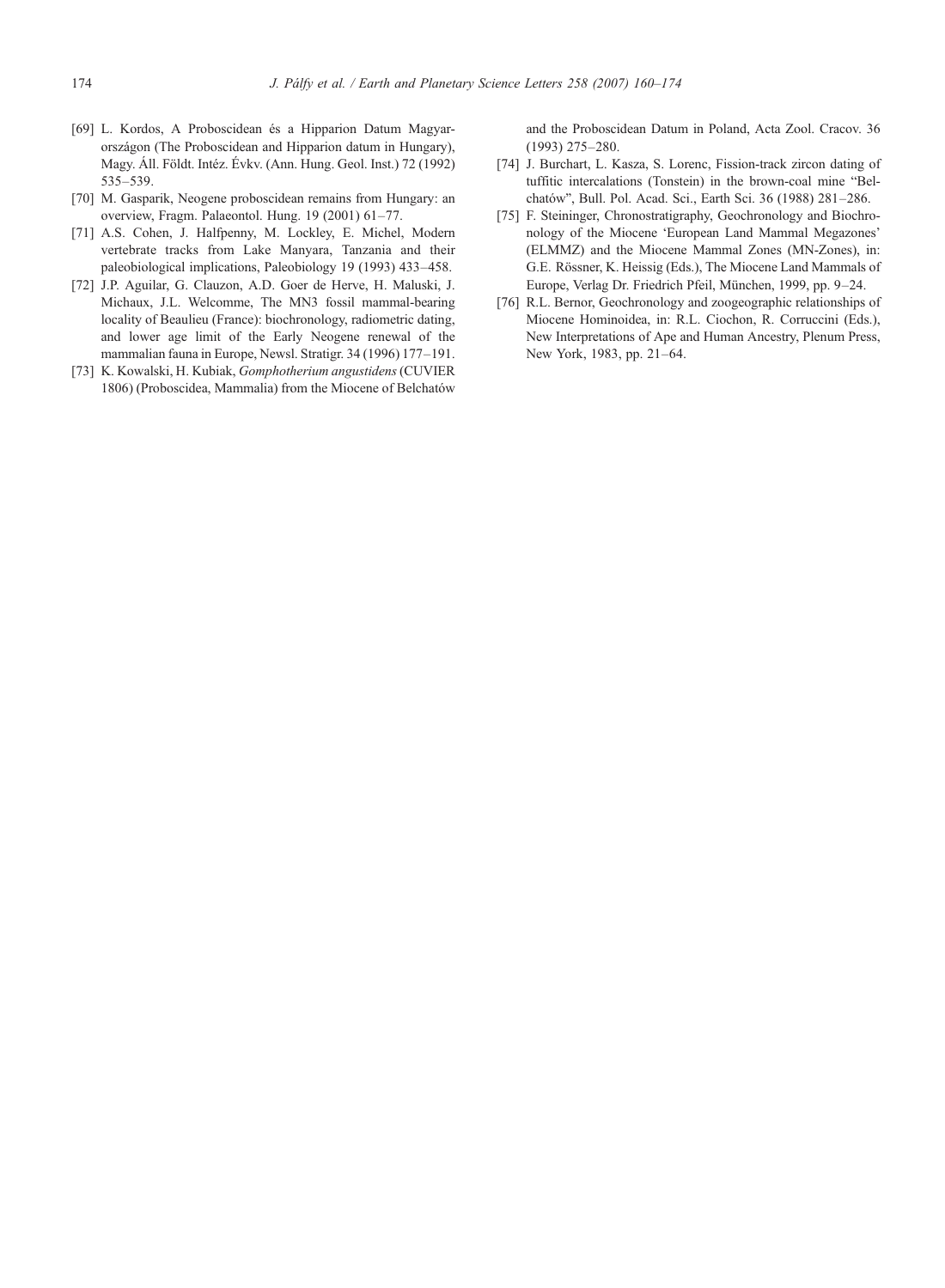[69] L. Kordos, A Proboscidean és a Hipparion Datum Magyarországon (The Proboscidean and Hipparion datum in Hungary), Magy. Áll. Földt. Intéz. Évkv. (Ann. Hung. Geol. Inst.) 72 (1992) 535–539.

[70] M. Gasparik, Neogene proboscidean remains from Hungary: an overview, Fragm. Palaeontol. Hung. 19 (2001) 61–77.

[71] A.S. Cohen, J. Halfpenny, M. Lockley, E. Michel, Modern vertebrate tracks from Lake Manyara, Tanzania and their paleobiological implications, Paleobiology 19 (1993) 433–458.

[72] J.P. Aguilar, G. Clauzon, A.D. Goer de Herve, H. Maluski, J. Michaux, J.L. Welcomme, The MN3 fossil mammal-bearing locality of Beaulieu (France): biochronology, radiometric dating, and lower age limit of the Early Neogene renewal of the mammalian fauna in Europe, Newsl. Stratigr. 34 (1996) 177–191.

[73] K. Kowalski, H. Kubiak, *Gomphotherium angustidens* (CUVIER 1806) (Proboscidea, Mammalia) from the Miocene of Belchatów and the Proboscidean Datum in Poland, Acta Zool. Cracov. 36 (1993) 275–280.

[74] J. Burchart, L. Kasza, S. Lorenc, Fission-track zircon dating of tuffitic intercalations (Tonstein) in the brown-coal mine "Belchatów", Bull. Pol. Acad. Sci., Earth Sci. 36 (1988) 281–286.

[75] F. Steininger, Chronostratigraphy, Geochronology and Biochronology of the Miocene 'European Land Mammal Megazones' (ELMMZ) and the Miocene Mammal Zones (MN-Zones), in: G.E. Rössner, K. Heissig (Eds.), The Miocene Land Mammals of Europe, Verlag Dr. Friedrich Pfeil, München, 1999, pp. 9–24.

[76] R.L. Bernor, Geochronology and zoogeographic relationships of Miocene Hominoidea, in: R.L. Ciochon, R. Corruccini (Eds.), New Interpretations of Ape and Human Ancestry, Plenum Press, New York, 1983, pp. 21–64.